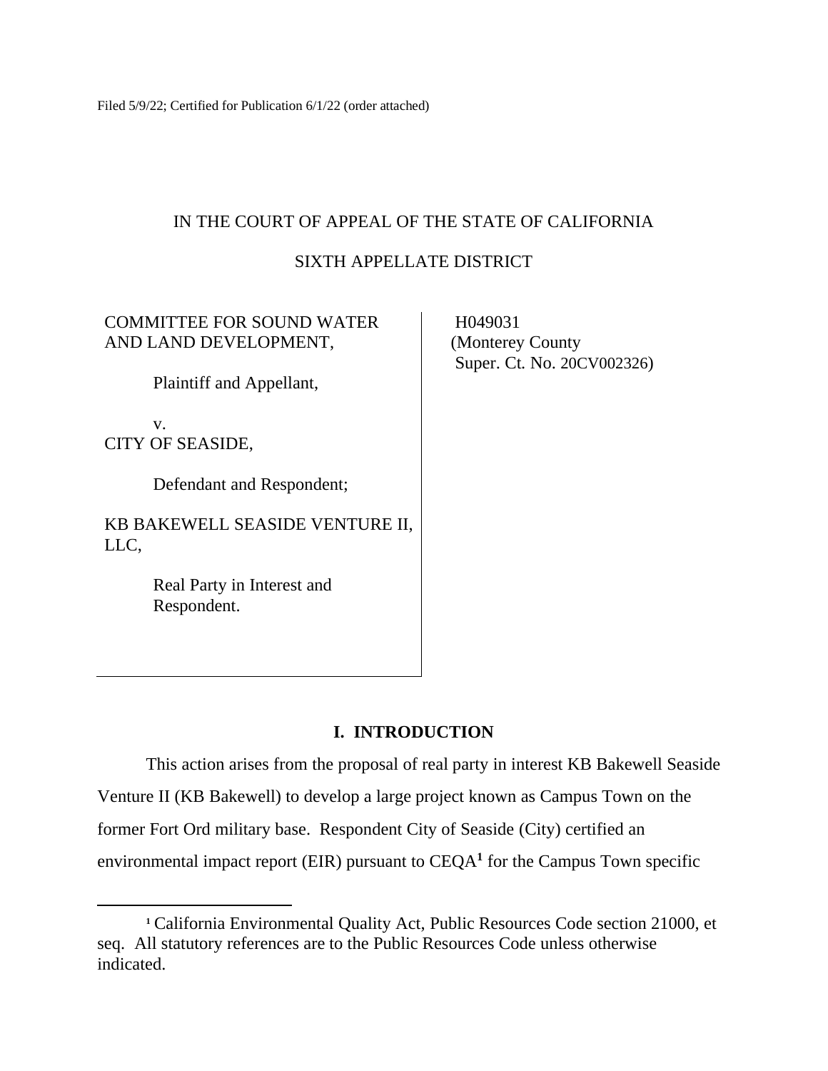Filed 5/9/22; Certified for Publication 6/1/22 (order attached)

IN THE COURT OF APPEAL OF THE STATE OF CALIFORNIA

SIXTH APPELLATE DISTRICT

| | |
|---|---|
| COMMITTEE FOR SOUND WATER AND LAND DEVELOPMENT,<br><br>Plaintiff and Appellant,<br><br>v.<br>CITY OF SEASIDE,<br><br>Defendant and Respondent;<br><br>KB BAKEWELL SEASIDE VENTURE II, LLC,<br><br>Real Party in Interest and Respondent. | H049031<br>(Monterey County Super. Ct. No. 20CV002326) |

## I. INTRODUCTION

This action arises from the proposal of real party in interest KB Bakewell Seaside Venture II (KB Bakewell) to develop a large project known as Campus Town on the former Fort Ord military base. Respondent City of Seaside (City) certified an environmental impact report (EIR) pursuant to CEQA[1] for the Campus Town specific

[1] California Environmental Quality Act, Public Resources Code section 21000, et seq. All statutory references are to the Public Resources Code unless otherwise indicated.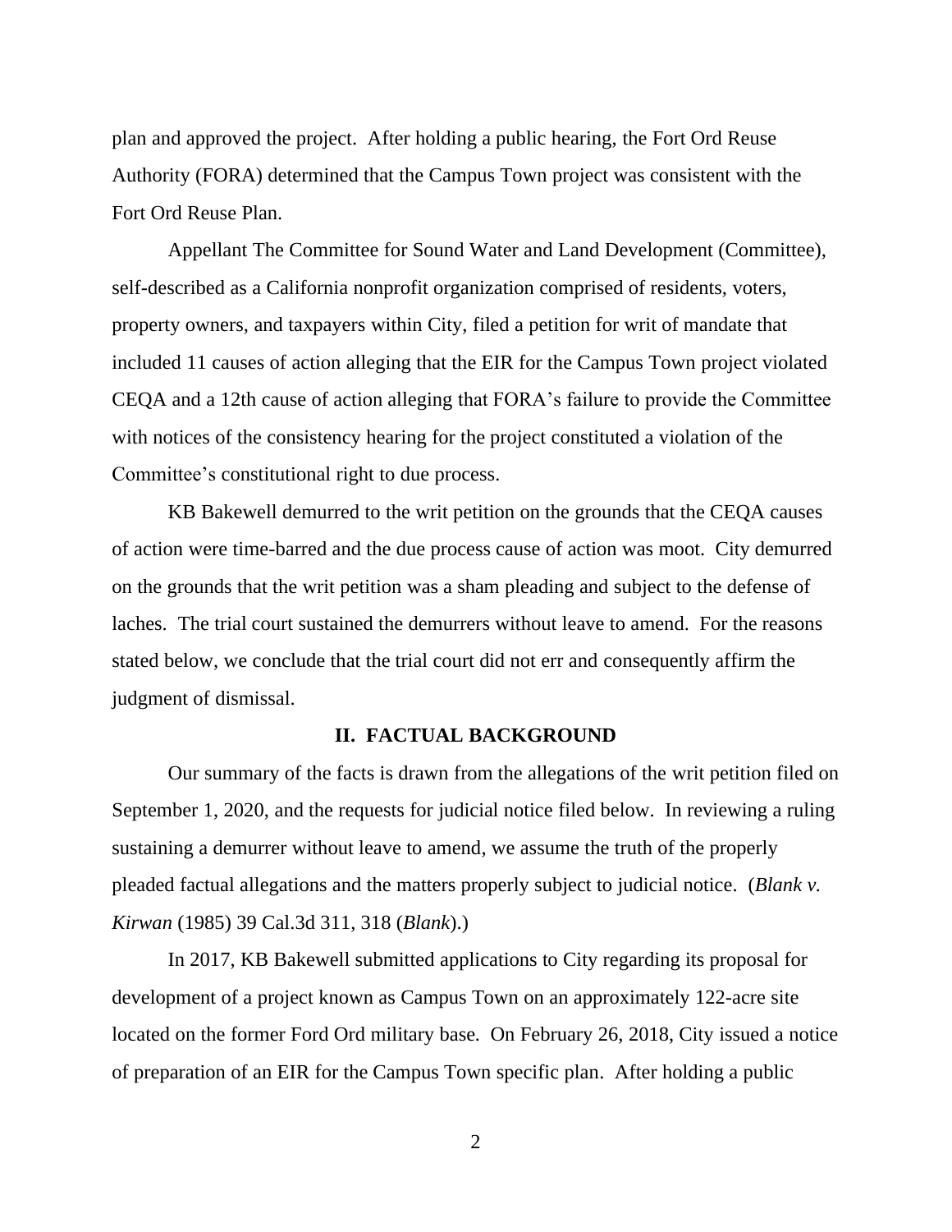plan and approved the project. After holding a public hearing, the Fort Ord Reuse Authority (FORA) determined that the Campus Town project was consistent with the Fort Ord Reuse Plan.

Appellant The Committee for Sound Water and Land Development (Committee), self-described as a California nonprofit organization comprised of residents, voters, property owners, and taxpayers within City, filed a petition for writ of mandate that included 11 causes of action alleging that the EIR for the Campus Town project violated CEQA and a 12th cause of action alleging that FORA's failure to provide the Committee with notices of the consistency hearing for the project constituted a violation of the Committee's constitutional right to due process.

KB Bakewell demurred to the writ petition on the grounds that the CEQA causes of action were time-barred and the due process cause of action was moot. City demurred on the grounds that the writ petition was a sham pleading and subject to the defense of laches. The trial court sustained the demurrers without leave to amend. For the reasons stated below, we conclude that the trial court did not err and consequently affirm the judgment of dismissal.

## II. FACTUAL BACKGROUND

Our summary of the facts is drawn from the allegations of the writ petition filed on September 1, 2020, and the requests for judicial notice filed below. In reviewing a ruling sustaining a demurrer without leave to amend, we assume the truth of the properly pleaded factual allegations and the matters properly subject to judicial notice. (*Blank v. Kirwan* (1985) 39 Cal.3d 311, 318 (*Blank*).)

In 2017, KB Bakewell submitted applications to City regarding its proposal for development of a project known as Campus Town on an approximately 122-acre site located on the former Ford Ord military base. On February 26, 2018, City issued a notice of preparation of an EIR for the Campus Town specific plan. After holding a public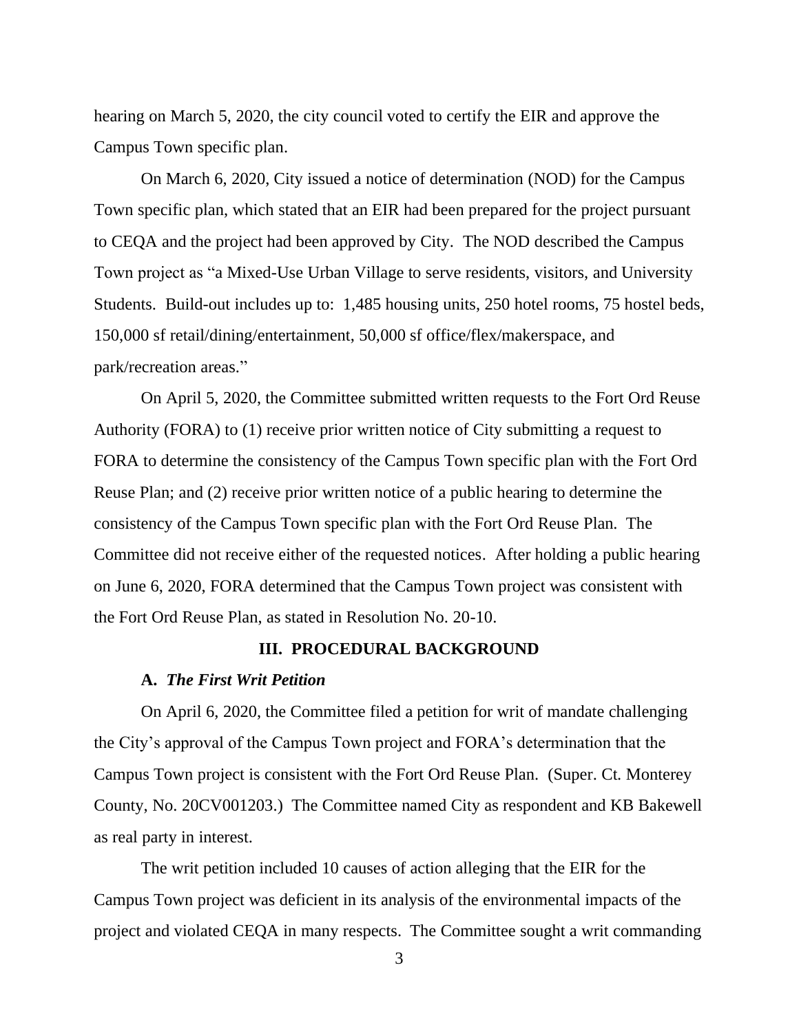hearing on March 5, 2020, the city council voted to certify the EIR and approve the Campus Town specific plan.

On March 6, 2020, City issued a notice of determination (NOD) for the Campus Town specific plan, which stated that an EIR had been prepared for the project pursuant to CEQA and the project had been approved by City. The NOD described the Campus Town project as "a Mixed-Use Urban Village to serve residents, visitors, and University Students. Build-out includes up to: 1,485 housing units, 250 hotel rooms, 75 hostel beds, 150,000 sf retail/dining/entertainment, 50,000 sf office/flex/makerspace, and park/recreation areas."

On April 5, 2020, the Committee submitted written requests to the Fort Ord Reuse Authority (FORA) to (1) receive prior written notice of City submitting a request to FORA to determine the consistency of the Campus Town specific plan with the Fort Ord Reuse Plan; and (2) receive prior written notice of a public hearing to determine the consistency of the Campus Town specific plan with the Fort Ord Reuse Plan. The Committee did not receive either of the requested notices. After holding a public hearing on June 6, 2020, FORA determined that the Campus Town project was consistent with the Fort Ord Reuse Plan, as stated in Resolution No. 20-10.

## III. PROCEDURAL BACKGROUND

### A. *The First Writ Petition*

On April 6, 2020, the Committee filed a petition for writ of mandate challenging the City's approval of the Campus Town project and FORA's determination that the Campus Town project is consistent with the Fort Ord Reuse Plan. (Super. Ct. Monterey County, No. 20CV001203.) The Committee named City as respondent and KB Bakewell as real party in interest.

The writ petition included 10 causes of action alleging that the EIR for the Campus Town project was deficient in its analysis of the environmental impacts of the project and violated CEQA in many respects. The Committee sought a writ commanding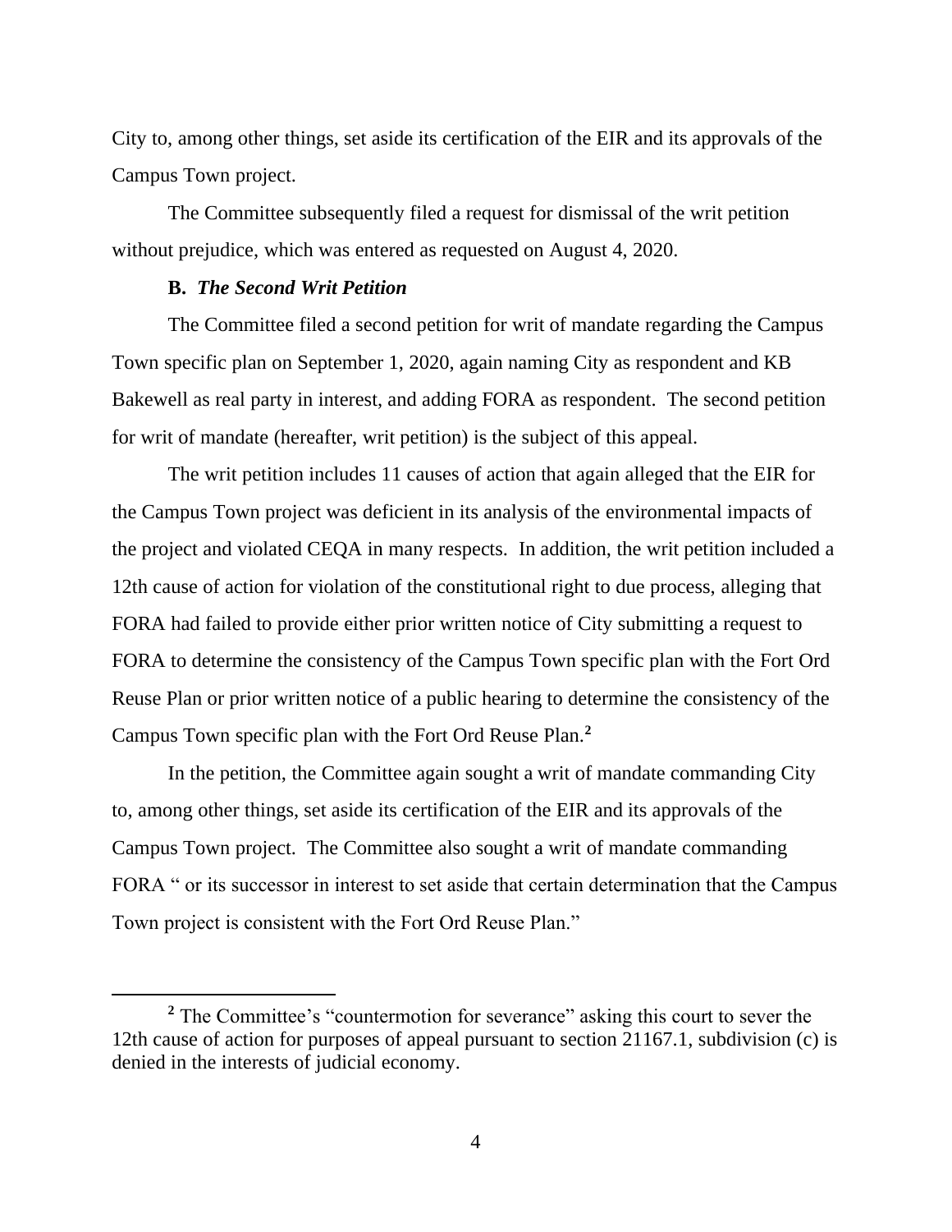City to, among other things, set aside its certification of the EIR and its approvals of the Campus Town project.

The Committee subsequently filed a request for dismissal of the writ petition without prejudice, which was entered as requested on August 4, 2020.

### B. *The Second Writ Petition*

The Committee filed a second petition for writ of mandate regarding the Campus Town specific plan on September 1, 2020, again naming City as respondent and KB Bakewell as real party in interest, and adding FORA as respondent. The second petition for writ of mandate (hereafter, writ petition) is the subject of this appeal.

The writ petition includes 11 causes of action that again alleged that the EIR for the Campus Town project was deficient in its analysis of the environmental impacts of the project and violated CEQA in many respects. In addition, the writ petition included a 12th cause of action for violation of the constitutional right to due process, alleging that FORA had failed to provide either prior written notice of City submitting a request to FORA to determine the consistency of the Campus Town specific plan with the Fort Ord Reuse Plan or prior written notice of a public hearing to determine the consistency of the Campus Town specific plan with the Fort Ord Reuse Plan.[2]

In the petition, the Committee again sought a writ of mandate commanding City to, among other things, set aside its certification of the EIR and its approvals of the Campus Town project. The Committee also sought a writ of mandate commanding FORA " or its successor in interest to set aside that certain determination that the Campus Town project is consistent with the Fort Ord Reuse Plan."

---

[2] The Committee's "countermotion for severance" asking this court to sever the 12th cause of action for purposes of appeal pursuant to section 21167.1, subdivision (c) is denied in the interests of judicial economy.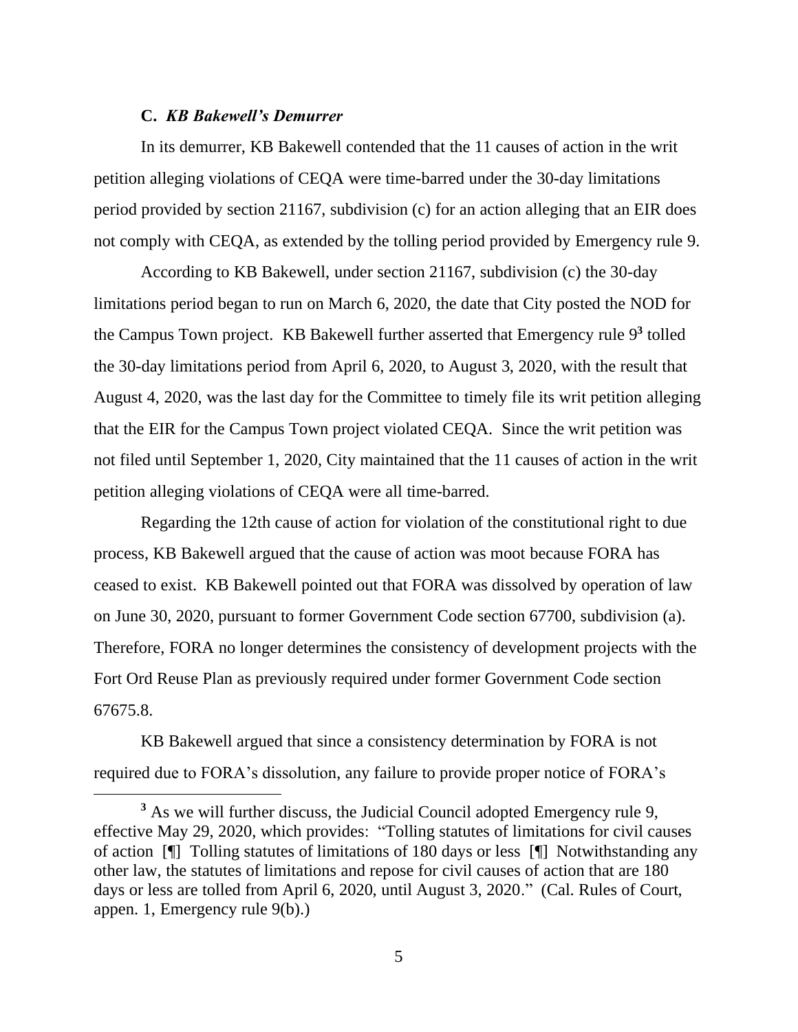### C. *KB Bakewell's Demurrer*

In its demurrer, KB Bakewell contended that the 11 causes of action in the writ petition alleging violations of CEQA were time-barred under the 30-day limitations period provided by section 21167, subdivision (c) for an action alleging that an EIR does not comply with CEQA, as extended by the tolling period provided by Emergency rule 9.

According to KB Bakewell, under section 21167, subdivision (c) the 30-day limitations period began to run on March 6, 2020, the date that City posted the NOD for the Campus Town project. KB Bakewell further asserted that Emergency rule 9[3] tolled the 30-day limitations period from April 6, 2020, to August 3, 2020, with the result that August 4, 2020, was the last day for the Committee to timely file its writ petition alleging that the EIR for the Campus Town project violated CEQA. Since the writ petition was not filed until September 1, 2020, City maintained that the 11 causes of action in the writ petition alleging violations of CEQA were all time-barred.

Regarding the 12th cause of action for violation of the constitutional right to due process, KB Bakewell argued that the cause of action was moot because FORA has ceased to exist. KB Bakewell pointed out that FORA was dissolved by operation of law on June 30, 2020, pursuant to former Government Code section 67700, subdivision (a). Therefore, FORA no longer determines the consistency of development projects with the Fort Ord Reuse Plan as previously required under former Government Code section 67675.8.

KB Bakewell argued that since a consistency determination by FORA is not required due to FORA's dissolution, any failure to provide proper notice of FORA's

---

[3] As we will further discuss, the Judicial Council adopted Emergency rule 9, effective May 29, 2020, which provides: "Tolling statutes of limitations for civil causes of action [¶] Tolling statutes of limitations of 180 days or less [¶] Notwithstanding any other law, the statutes of limitations and repose for civil causes of action that are 180 days or less are tolled from April 6, 2020, until August 3, 2020." (Cal. Rules of Court, appen. 1, Emergency rule 9(b).)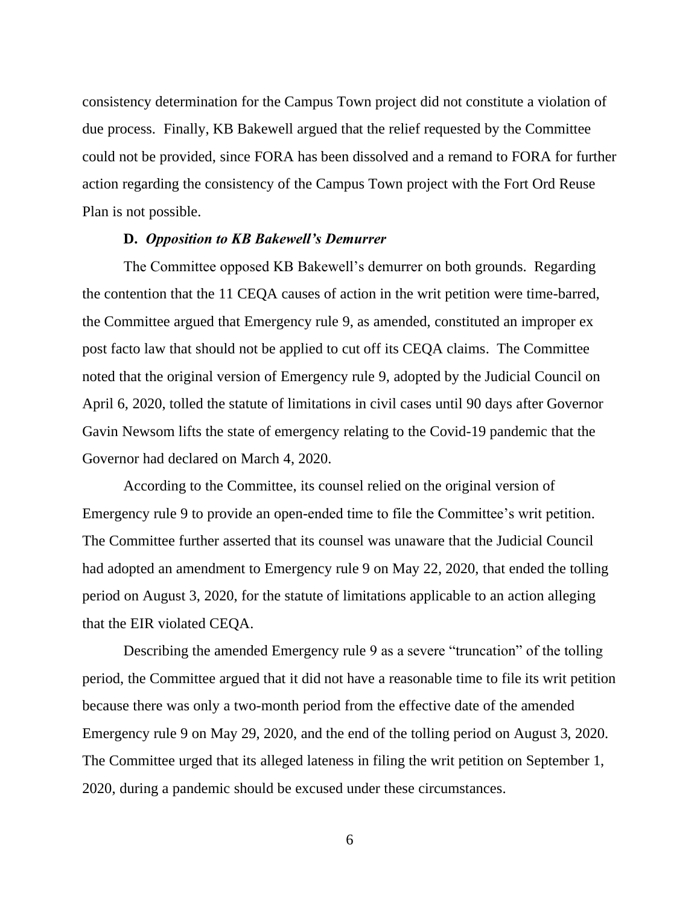consistency determination for the Campus Town project did not constitute a violation of due process. Finally, KB Bakewell argued that the relief requested by the Committee could not be provided, since FORA has been dissolved and a remand to FORA for further action regarding the consistency of the Campus Town project with the Fort Ord Reuse Plan is not possible.

**D. *Opposition to KB Bakewell's Demurrer***

The Committee opposed KB Bakewell's demurrer on both grounds. Regarding the contention that the 11 CEQA causes of action in the writ petition were time-barred, the Committee argued that Emergency rule 9, as amended, constituted an improper ex post facto law that should not be applied to cut off its CEQA claims. The Committee noted that the original version of Emergency rule 9, adopted by the Judicial Council on April 6, 2020, tolled the statute of limitations in civil cases until 90 days after Governor Gavin Newsom lifts the state of emergency relating to the Covid-19 pandemic that the Governor had declared on March 4, 2020.

According to the Committee, its counsel relied on the original version of Emergency rule 9 to provide an open-ended time to file the Committee's writ petition. The Committee further asserted that its counsel was unaware that the Judicial Council had adopted an amendment to Emergency rule 9 on May 22, 2020, that ended the tolling period on August 3, 2020, for the statute of limitations applicable to an action alleging that the EIR violated CEQA.

Describing the amended Emergency rule 9 as a severe "truncation" of the tolling period, the Committee argued that it did not have a reasonable time to file its writ petition because there was only a two-month period from the effective date of the amended Emergency rule 9 on May 29, 2020, and the end of the tolling period on August 3, 2020. The Committee urged that its alleged lateness in filing the writ petition on September 1, 2020, during a pandemic should be excused under these circumstances.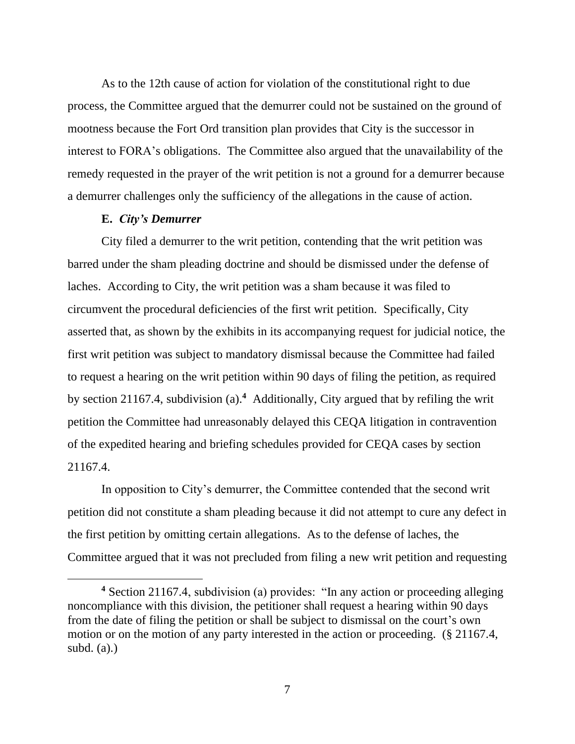As to the 12th cause of action for violation of the constitutional right to due process, the Committee argued that the demurrer could not be sustained on the ground of mootness because the Fort Ord transition plan provides that City is the successor in interest to FORA's obligations. The Committee also argued that the unavailability of the remedy requested in the prayer of the writ petition is not a ground for a demurrer because a demurrer challenges only the sufficiency of the allegations in the cause of action.

**E.** ***City's Demurrer***

City filed a demurrer to the writ petition, contending that the writ petition was barred under the sham pleading doctrine and should be dismissed under the defense of laches. According to City, the writ petition was a sham because it was filed to circumvent the procedural deficiencies of the first writ petition. Specifically, City asserted that, as shown by the exhibits in its accompanying request for judicial notice, the first writ petition was subject to mandatory dismissal because the Committee had failed to request a hearing on the writ petition within 90 days of filing the petition, as required by section 21167.4, subdivision (a).[4] Additionally, City argued that by refiling the writ petition the Committee had unreasonably delayed this CEQA litigation in contravention of the expedited hearing and briefing schedules provided for CEQA cases by section 21167.4.

In opposition to City's demurrer, the Committee contended that the second writ petition did not constitute a sham pleading because it did not attempt to cure any defect in the first petition by omitting certain allegations. As to the defense of laches, the Committee argued that it was not precluded from filing a new writ petition and requesting

---

[4] Section 21167.4, subdivision (a) provides: "In any action or proceeding alleging noncompliance with this division, the petitioner shall request a hearing within 90 days from the date of filing the petition or shall be subject to dismissal on the court's own motion or on the motion of any party interested in the action or proceeding. (§ 21167.4, subd. (a).)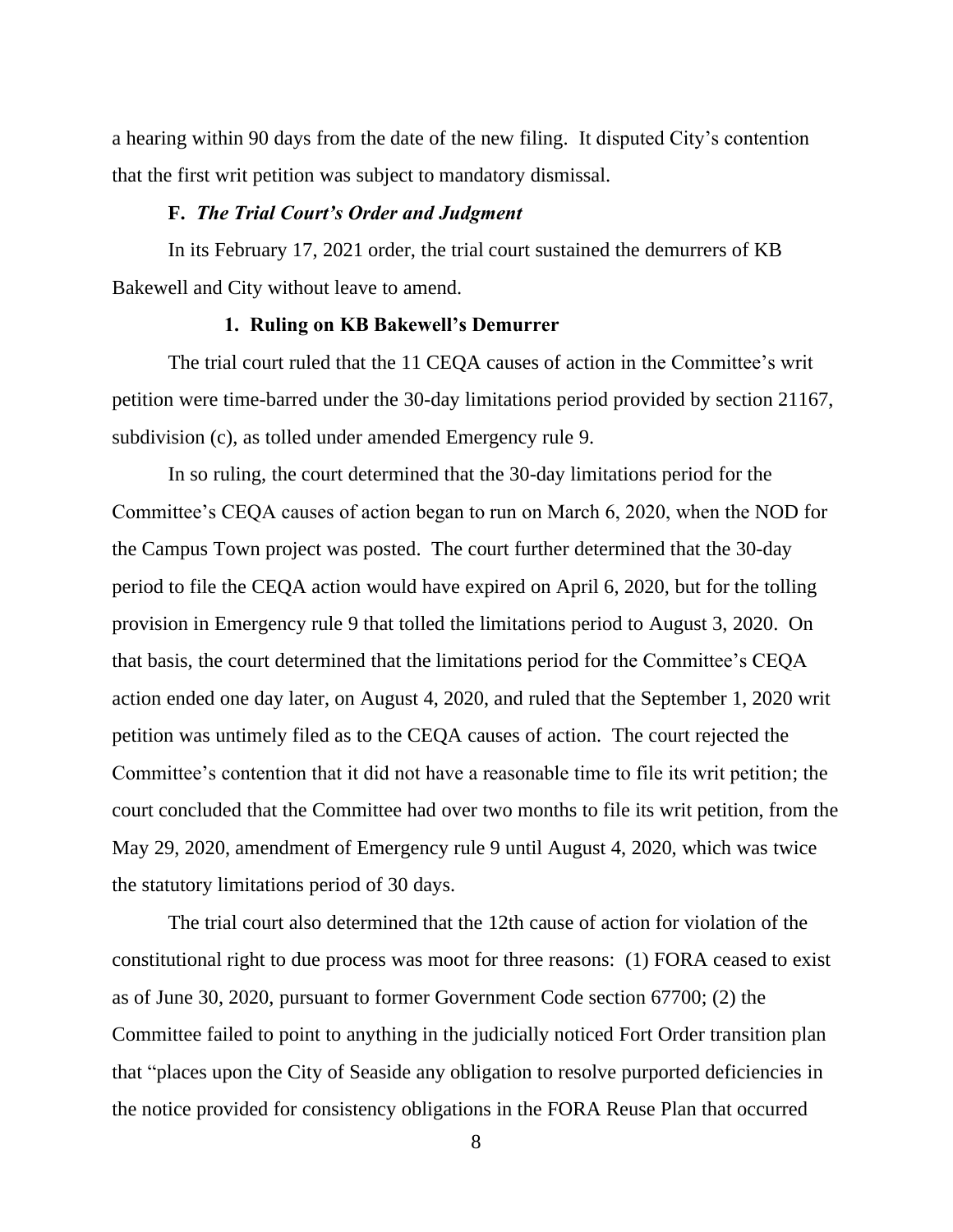a hearing within 90 days from the date of the new filing. It disputed City's contention that the first writ petition was subject to mandatory dismissal.

**F.** ***The Trial Court's Order and Judgment***

In its February 17, 2021 order, the trial court sustained the demurrers of KB Bakewell and City without leave to amend.

**1. Ruling on KB Bakewell's Demurrer**

The trial court ruled that the 11 CEQA causes of action in the Committee's writ petition were time-barred under the 30-day limitations period provided by section 21167, subdivision (c), as tolled under amended Emergency rule 9.

In so ruling, the court determined that the 30-day limitations period for the Committee's CEQA causes of action began to run on March 6, 2020, when the NOD for the Campus Town project was posted. The court further determined that the 30-day period to file the CEQA action would have expired on April 6, 2020, but for the tolling provision in Emergency rule 9 that tolled the limitations period to August 3, 2020. On that basis, the court determined that the limitations period for the Committee's CEQA action ended one day later, on August 4, 2020, and ruled that the September 1, 2020 writ petition was untimely filed as to the CEQA causes of action. The court rejected the Committee's contention that it did not have a reasonable time to file its writ petition; the court concluded that the Committee had over two months to file its writ petition, from the May 29, 2020, amendment of Emergency rule 9 until August 4, 2020, which was twice the statutory limitations period of 30 days.

The trial court also determined that the 12th cause of action for violation of the constitutional right to due process was moot for three reasons: (1) FORA ceased to exist as of June 30, 2020, pursuant to former Government Code section 67700; (2) the Committee failed to point to anything in the judicially noticed Fort Order transition plan that "places upon the City of Seaside any obligation to resolve purported deficiencies in the notice provided for consistency obligations in the FORA Reuse Plan that occurred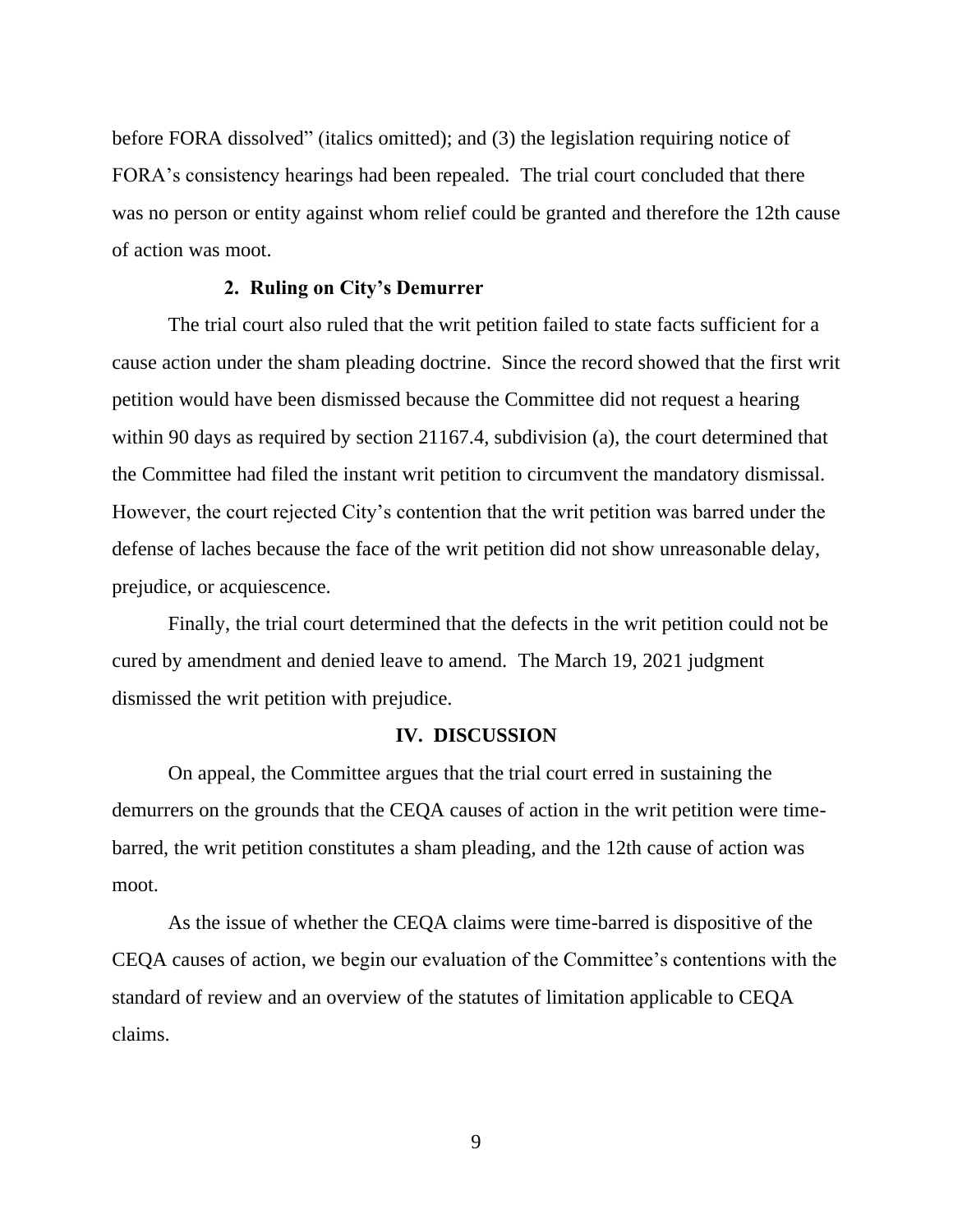before FORA dissolved" (italics omitted); and (3) the legislation requiring notice of FORA's consistency hearings had been repealed. The trial court concluded that there was no person or entity against whom relief could be granted and therefore the 12th cause of action was moot.

### 2. Ruling on City's Demurrer

The trial court also ruled that the writ petition failed to state facts sufficient for a cause action under the sham pleading doctrine. Since the record showed that the first writ petition would have been dismissed because the Committee did not request a hearing within 90 days as required by section 21167.4, subdivision (a), the court determined that the Committee had filed the instant writ petition to circumvent the mandatory dismissal. However, the court rejected City's contention that the writ petition was barred under the defense of laches because the face of the writ petition did not show unreasonable delay, prejudice, or acquiescence.

Finally, the trial court determined that the defects in the writ petition could not be cured by amendment and denied leave to amend. The March 19, 2021 judgment dismissed the writ petition with prejudice.

## IV. DISCUSSION

On appeal, the Committee argues that the trial court erred in sustaining the demurrers on the grounds that the CEQA causes of action in the writ petition were time-barred, the writ petition constitutes a sham pleading, and the 12th cause of action was moot.

As the issue of whether the CEQA claims were time-barred is dispositive of the CEQA causes of action, we begin our evaluation of the Committee's contentions with the standard of review and an overview of the statutes of limitation applicable to CEQA claims.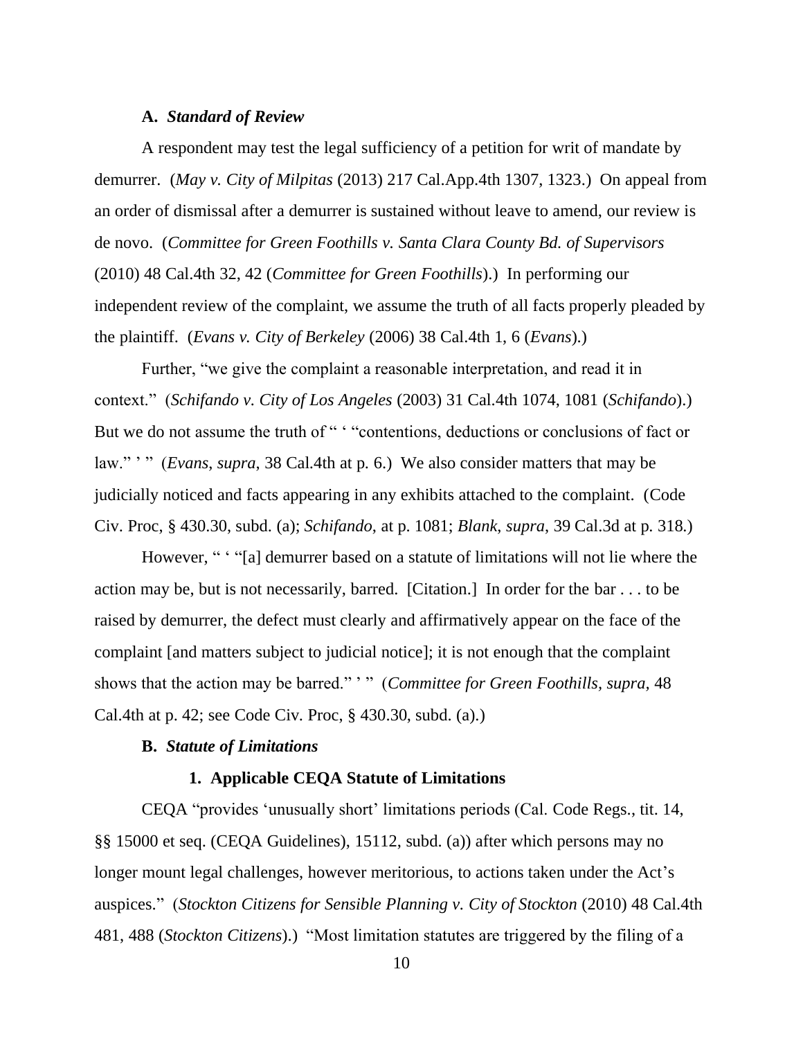### A. *Standard of Review*

A respondent may test the legal sufficiency of a petition for writ of mandate by demurrer. (*May v. City of Milpitas* (2013) 217 Cal.App.4th 1307, 1323.) On appeal from an order of dismissal after a demurrer is sustained without leave to amend, our review is de novo. (*Committee for Green Foothills v. Santa Clara County Bd. of Supervisors* (2010) 48 Cal.4th 32, 42 (*Committee for Green Foothills*).) In performing our independent review of the complaint, we assume the truth of all facts properly pleaded by the plaintiff. (*Evans v. City of Berkeley* (2006) 38 Cal.4th 1, 6 (*Evans*).)

Further, "we give the complaint a reasonable interpretation, and read it in context." (*Schifando v. City of Los Angeles* (2003) 31 Cal.4th 1074, 1081 (*Schifando*).) But we do not assume the truth of " ' "contentions, deductions or conclusions of fact or law." ' " (*Evans*, *supra*, 38 Cal.4th at p. 6.) We also consider matters that may be judicially noticed and facts appearing in any exhibits attached to the complaint. (Code Civ. Proc, § 430.30, subd. (a); *Schifando*, at p. 1081; *Blank*, *supra*, 39 Cal.3d at p. 318.)

However, " ' "[a] demurrer based on a statute of limitations will not lie where the action may be, but is not necessarily, barred. [Citation.] In order for the bar . . . to be raised by demurrer, the defect must clearly and affirmatively appear on the face of the complaint [and matters subject to judicial notice]; it is not enough that the complaint shows that the action may be barred." ' " (*Committee for Green Foothills*, *supra*, 48 Cal.4th at p. 42; see Code Civ. Proc, § 430.30, subd. (a).)

### B. *Statute of Limitations*

#### 1. Applicable CEQA Statute of Limitations

CEQA "provides 'unusually short' limitations periods (Cal. Code Regs., tit. 14, §§ 15000 et seq. (CEQA Guidelines), 15112, subd. (a)) after which persons may no longer mount legal challenges, however meritorious, to actions taken under the Act's auspices." (*Stockton Citizens for Sensible Planning v. City of Stockton* (2010) 48 Cal.4th 481, 488 (*Stockton Citizens*).) "Most limitation statutes are triggered by the filing of a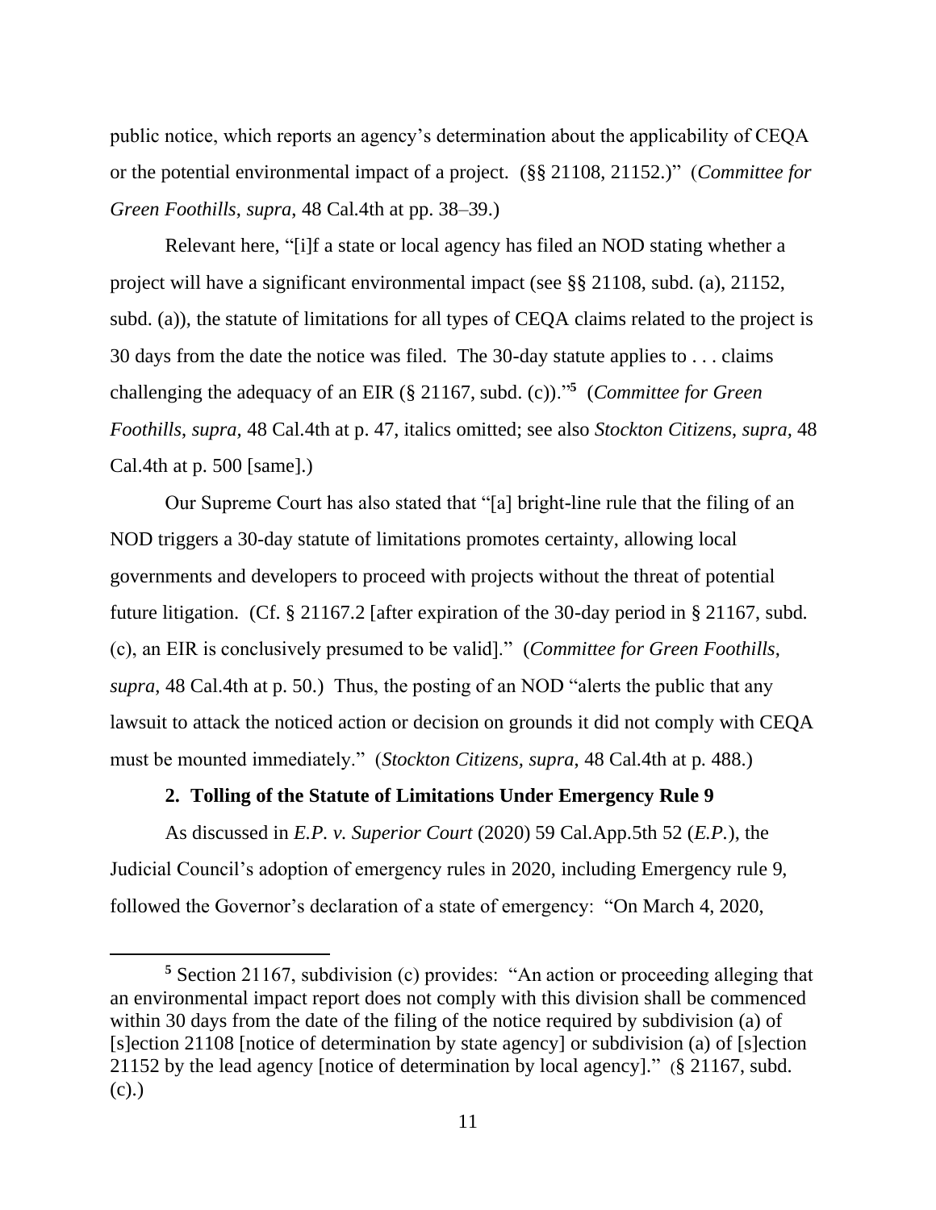public notice, which reports an agency's determination about the applicability of CEQA or the potential environmental impact of a project. (§§ 21108, 21152.)" (*Committee for Green Foothills*, *supra*, 48 Cal.4th at pp. 38–39.)

Relevant here, "[i]f a state or local agency has filed an NOD stating whether a project will have a significant environmental impact (see §§ 21108, subd. (a), 21152, subd. (a)), the statute of limitations for all types of CEQA claims related to the project is 30 days from the date the notice was filed. The 30-day statute applies to . . . claims challenging the adequacy of an EIR (§ 21167, subd. (c))."[5] (*Committee for Green Foothills*, *supra,* 48 Cal.4th at p. 47, italics omitted; see also *Stockton Citizens*, *supra,* 48 Cal.4th at p. 500 [same].)

Our Supreme Court has also stated that "[a] bright-line rule that the filing of an NOD triggers a 30-day statute of limitations promotes certainty, allowing local governments and developers to proceed with projects without the threat of potential future litigation. (Cf. § 21167.2 [after expiration of the 30-day period in § 21167, subd. (c), an EIR is conclusively presumed to be valid]." (*Committee for Green Foothills*, *supra*, 48 Cal.4th at p. 50.) Thus, the posting of an NOD "alerts the public that any lawsuit to attack the noticed action or decision on grounds it did not comply with CEQA must be mounted immediately." (*Stockton Citizens*, *supra,* 48 Cal.4th at p. 488.)

**2. Tolling of the Statute of Limitations Under Emergency Rule 9**

As discussed in *E.P. v. Superior Court* (2020) 59 Cal.App.5th 52 (*E.P.*), the Judicial Council's adoption of emergency rules in 2020, including Emergency rule 9, followed the Governor's declaration of a state of emergency: "On March 4, 2020,

---

[5] Section 21167, subdivision (c) provides: "An action or proceeding alleging that an environmental impact report does not comply with this division shall be commenced within 30 days from the date of the filing of the notice required by subdivision (a) of [s]ection 21108 [notice of determination by state agency] or subdivision (a) of [s]ection 21152 by the lead agency [notice of determination by local agency]." (§ 21167, subd. (c).)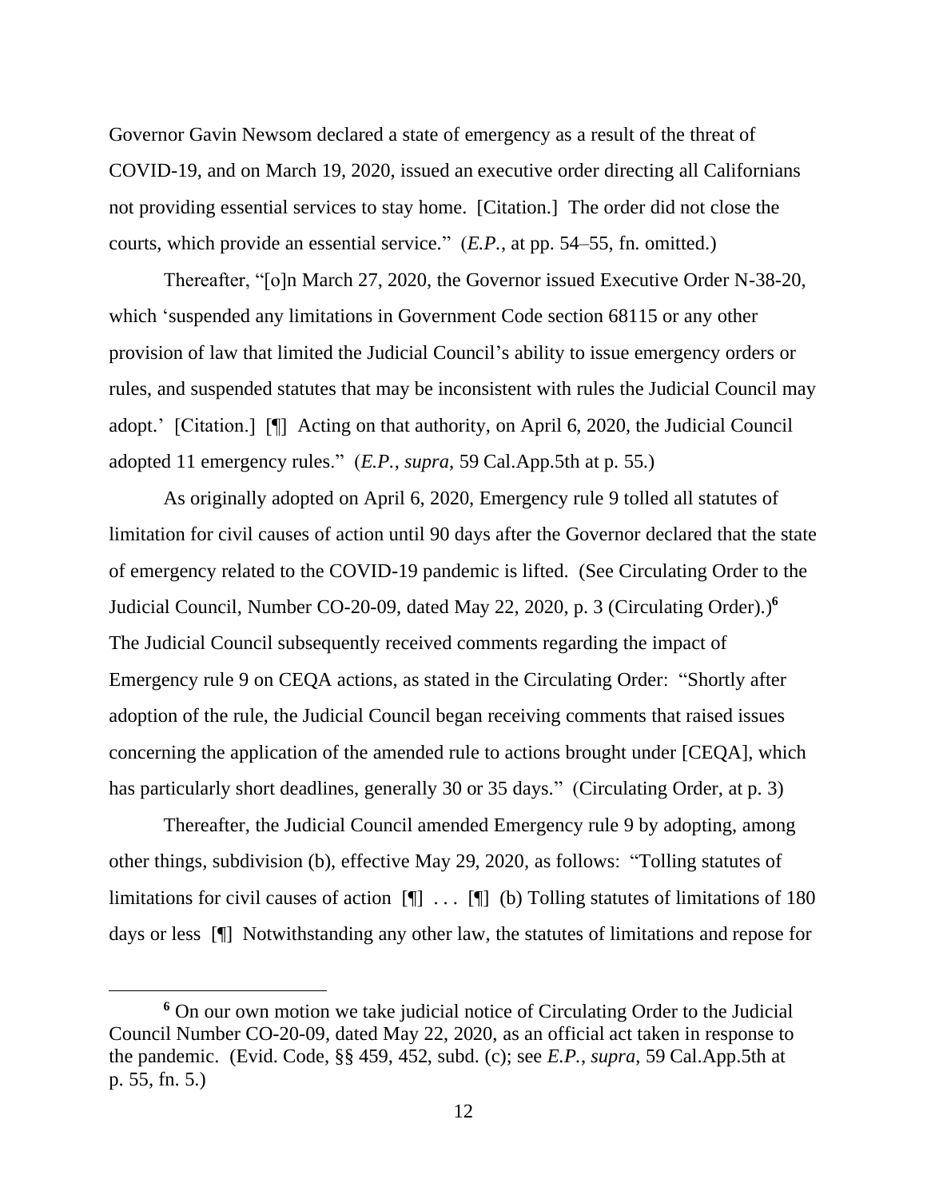Governor Gavin Newsom declared a state of emergency as a result of the threat of COVID-19, and on March 19, 2020, issued an executive order directing all Californians not providing essential services to stay home. [Citation.] The order did not close the courts, which provide an essential service." (*E.P.*, at pp. 54–55, fn. omitted.)

Thereafter, "[o]n March 27, 2020, the Governor issued Executive Order N-38-20, which 'suspended any limitations in Government Code section 68115 or any other provision of law that limited the Judicial Council's ability to issue emergency orders or rules, and suspended statutes that may be inconsistent with rules the Judicial Council may adopt.' [Citation.] [¶] Acting on that authority, on April 6, 2020, the Judicial Council adopted 11 emergency rules." (*E.P.*, *supra*, 59 Cal.App.5th at p. 55.)

As originally adopted on April 6, 2020, Emergency rule 9 tolled all statutes of limitation for civil causes of action until 90 days after the Governor declared that the state of emergency related to the COVID-19 pandemic is lifted. (See Circulating Order to the Judicial Council, Number CO-20-09, dated May 22, 2020, p. 3 (Circulating Order).)[6] The Judicial Council subsequently received comments regarding the impact of Emergency rule 9 on CEQA actions, as stated in the Circulating Order: "Shortly after adoption of the rule, the Judicial Council began receiving comments that raised issues concerning the application of the amended rule to actions brought under [CEQA], which has particularly short deadlines, generally 30 or 35 days." (Circulating Order, at p. 3)

Thereafter, the Judicial Council amended Emergency rule 9 by adopting, among other things, subdivision (b), effective May 29, 2020, as follows: "Tolling statutes of limitations for civil causes of action [¶] . . . [¶] (b) Tolling statutes of limitations of 180 days or less [¶] Notwithstanding any other law, the statutes of limitations and repose for

[6] On our own motion we take judicial notice of Circulating Order to the Judicial Council Number CO-20-09, dated May 22, 2020, as an official act taken in response to the pandemic. (Evid. Code, §§ 459, 452, subd. (c); see *E.P.*, *supra*, 59 Cal.App.5th at p. 55, fn. 5.)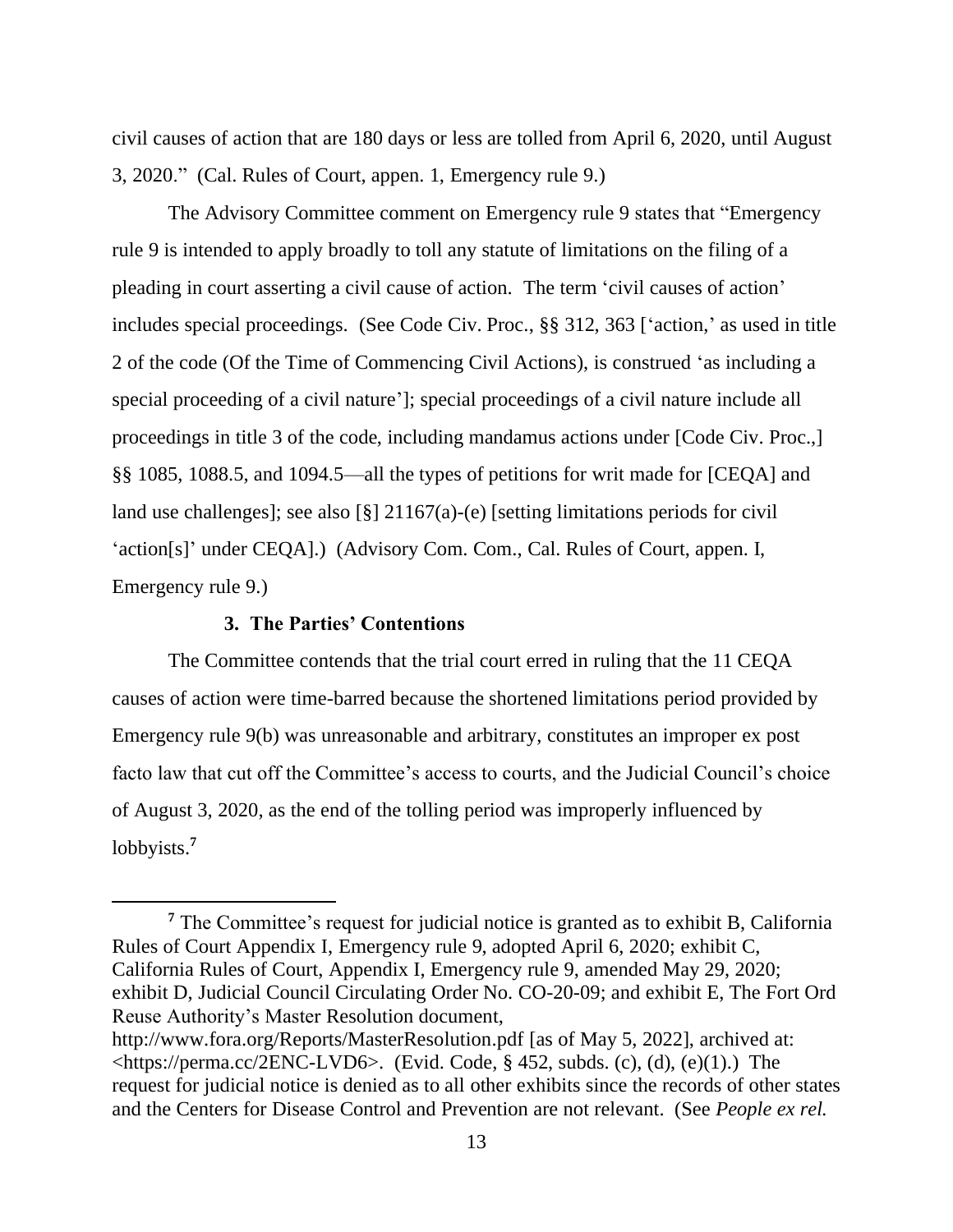civil causes of action that are 180 days or less are tolled from April 6, 2020, until August 3, 2020." (Cal. Rules of Court, appen. 1, Emergency rule 9.)

The Advisory Committee comment on Emergency rule 9 states that "Emergency rule 9 is intended to apply broadly to toll any statute of limitations on the filing of a pleading in court asserting a civil cause of action. The term 'civil causes of action' includes special proceedings. (See Code Civ. Proc., §§ 312, 363 ['action,' as used in title 2 of the code (Of the Time of Commencing Civil Actions), is construed 'as including a special proceeding of a civil nature']; special proceedings of a civil nature include all proceedings in title 3 of the code, including mandamus actions under [Code Civ. Proc.,] §§ 1085, 1088.5, and 1094.5—all the types of petitions for writ made for [CEQA] and land use challenges]; see also [§] 21167(a)-(e) [setting limitations periods for civil 'action[s]' under CEQA].) (Advisory Com. Com., Cal. Rules of Court, appen. I, Emergency rule 9.)

**3. The Parties' Contentions**

The Committee contends that the trial court erred in ruling that the 11 CEQA causes of action were time-barred because the shortened limitations period provided by Emergency rule 9(b) was unreasonable and arbitrary, constitutes an improper ex post facto law that cut off the Committee's access to courts, and the Judicial Council's choice of August 3, 2020, as the end of the tolling period was improperly influenced by lobbyists.[7]

---

[7] The Committee's request for judicial notice is granted as to exhibit B, California Rules of Court Appendix I, Emergency rule 9, adopted April 6, 2020; exhibit C, California Rules of Court, Appendix I, Emergency rule 9, amended May 29, 2020; exhibit D, Judicial Council Circulating Order No. CO-20-09; and exhibit E, The Fort Ord Reuse Authority's Master Resolution document, http://www.fora.org/Reports/MasterResolution.pdf [as of May 5, 2022], archived at: <https://perma.cc/2ENC-LVD6>. (Evid. Code, § 452, subds. (c), (d), (e)(1).) The request for judicial notice is denied as to all other exhibits since the records of other states and the Centers for Disease Control and Prevention are not relevant. (See *People ex rel.*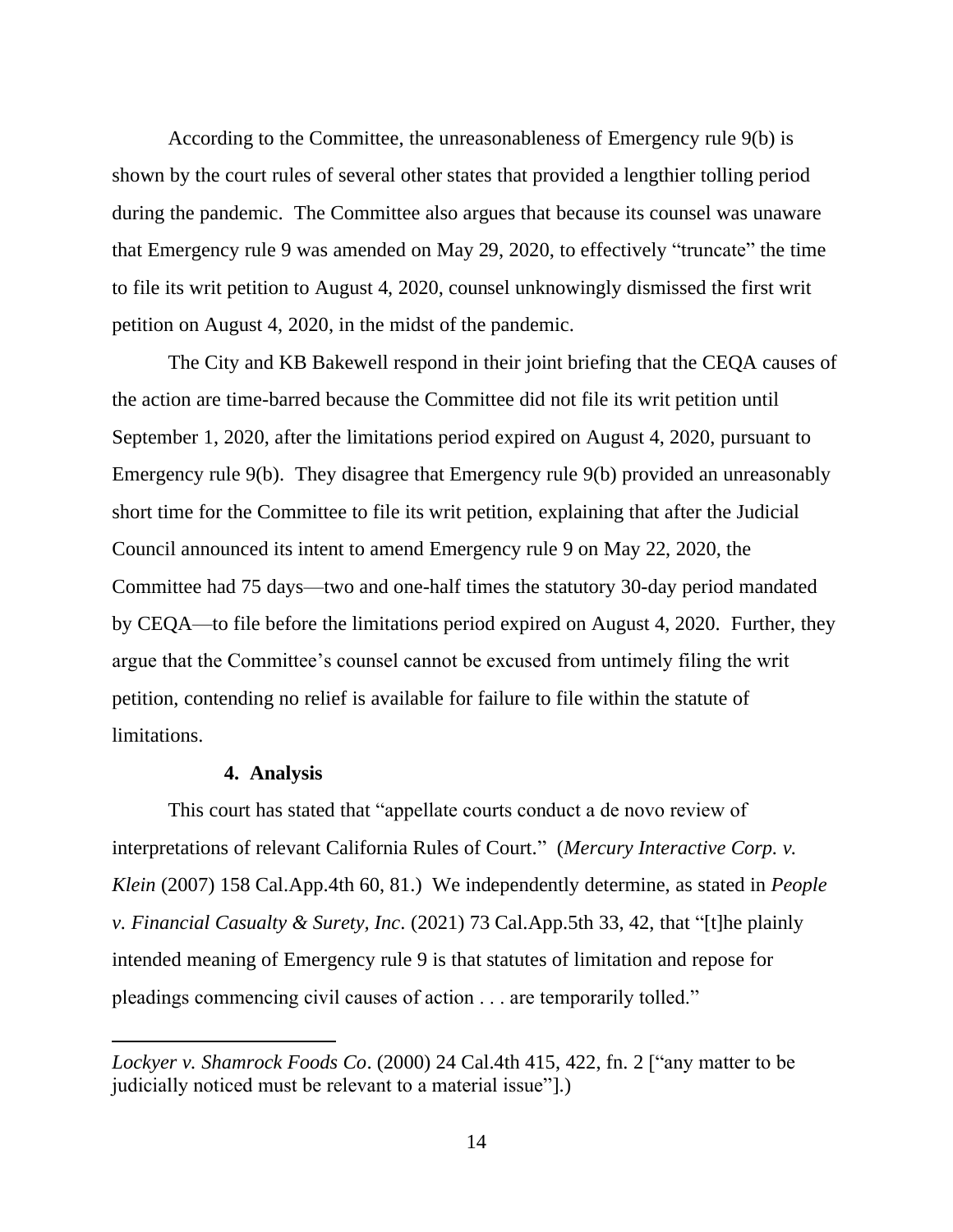According to the Committee, the unreasonableness of Emergency rule 9(b) is shown by the court rules of several other states that provided a lengthier tolling period during the pandemic. The Committee also argues that because its counsel was unaware that Emergency rule 9 was amended on May 29, 2020, to effectively "truncate" the time to file its writ petition to August 4, 2020, counsel unknowingly dismissed the first writ petition on August 4, 2020, in the midst of the pandemic.

The City and KB Bakewell respond in their joint briefing that the CEQA causes of the action are time-barred because the Committee did not file its writ petition until September 1, 2020, after the limitations period expired on August 4, 2020, pursuant to Emergency rule 9(b). They disagree that Emergency rule 9(b) provided an unreasonably short time for the Committee to file its writ petition, explaining that after the Judicial Council announced its intent to amend Emergency rule 9 on May 22, 2020, the Committee had 75 days—two and one-half times the statutory 30-day period mandated by CEQA—to file before the limitations period expired on August 4, 2020. Further, they argue that the Committee's counsel cannot be excused from untimely filing the writ petition, contending no relief is available for failure to file within the statute of limitations.

**4. Analysis**

This court has stated that "appellate courts conduct a de novo review of interpretations of relevant California Rules of Court." (*Mercury Interactive Corp. v. Klein* (2007) 158 Cal.App.4th 60, 81.) We independently determine, as stated in *People v. Financial Casualty & Surety, Inc*. (2021) 73 Cal.App.5th 33, 42, that "[t]he plainly intended meaning of Emergency rule 9 is that statutes of limitation and repose for pleadings commencing civil causes of action . . . are temporarily tolled."

---

*Lockyer v. Shamrock Foods Co*. (2000) 24 Cal.4th 415, 422, fn. 2 ["any matter to be judicially noticed must be relevant to a material issue"].)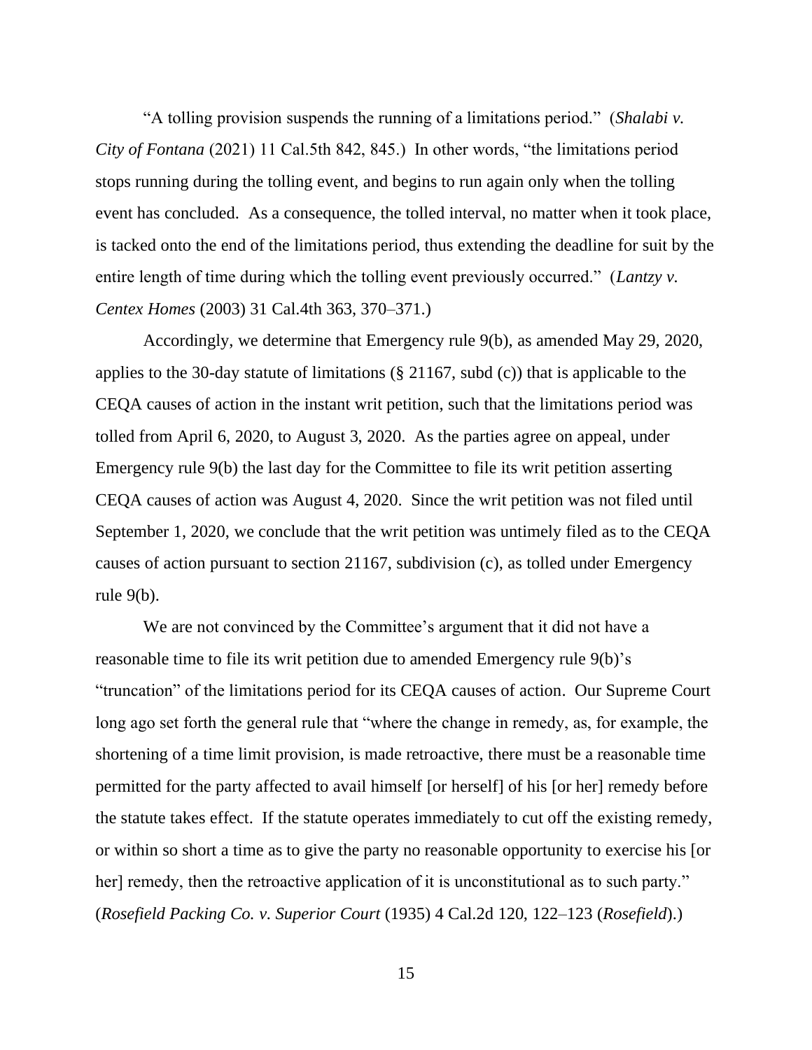"A tolling provision suspends the running of a limitations period." (*Shalabi v. City of Fontana* (2021) 11 Cal.5th 842, 845.) In other words, "the limitations period stops running during the tolling event, and begins to run again only when the tolling event has concluded. As a consequence, the tolled interval, no matter when it took place, is tacked onto the end of the limitations period, thus extending the deadline for suit by the entire length of time during which the tolling event previously occurred." (*Lantzy v. Centex Homes* (2003) 31 Cal.4th 363, 370–371.)

Accordingly, we determine that Emergency rule 9(b), as amended May 29, 2020, applies to the 30-day statute of limitations (§ 21167, subd (c)) that is applicable to the CEQA causes of action in the instant writ petition, such that the limitations period was tolled from April 6, 2020, to August 3, 2020. As the parties agree on appeal, under Emergency rule 9(b) the last day for the Committee to file its writ petition asserting CEQA causes of action was August 4, 2020. Since the writ petition was not filed until September 1, 2020, we conclude that the writ petition was untimely filed as to the CEQA causes of action pursuant to section 21167, subdivision (c), as tolled under Emergency rule 9(b).

We are not convinced by the Committee's argument that it did not have a reasonable time to file its writ petition due to amended Emergency rule 9(b)'s "truncation" of the limitations period for its CEQA causes of action. Our Supreme Court long ago set forth the general rule that "where the change in remedy, as, for example, the shortening of a time limit provision, is made retroactive, there must be a reasonable time permitted for the party affected to avail himself [or herself] of his [or her] remedy before the statute takes effect. If the statute operates immediately to cut off the existing remedy, or within so short a time as to give the party no reasonable opportunity to exercise his [or her] remedy, then the retroactive application of it is unconstitutional as to such party." (*Rosefield Packing Co. v. Superior Court* (1935) 4 Cal.2d 120, 122–123 (*Rosefield*).)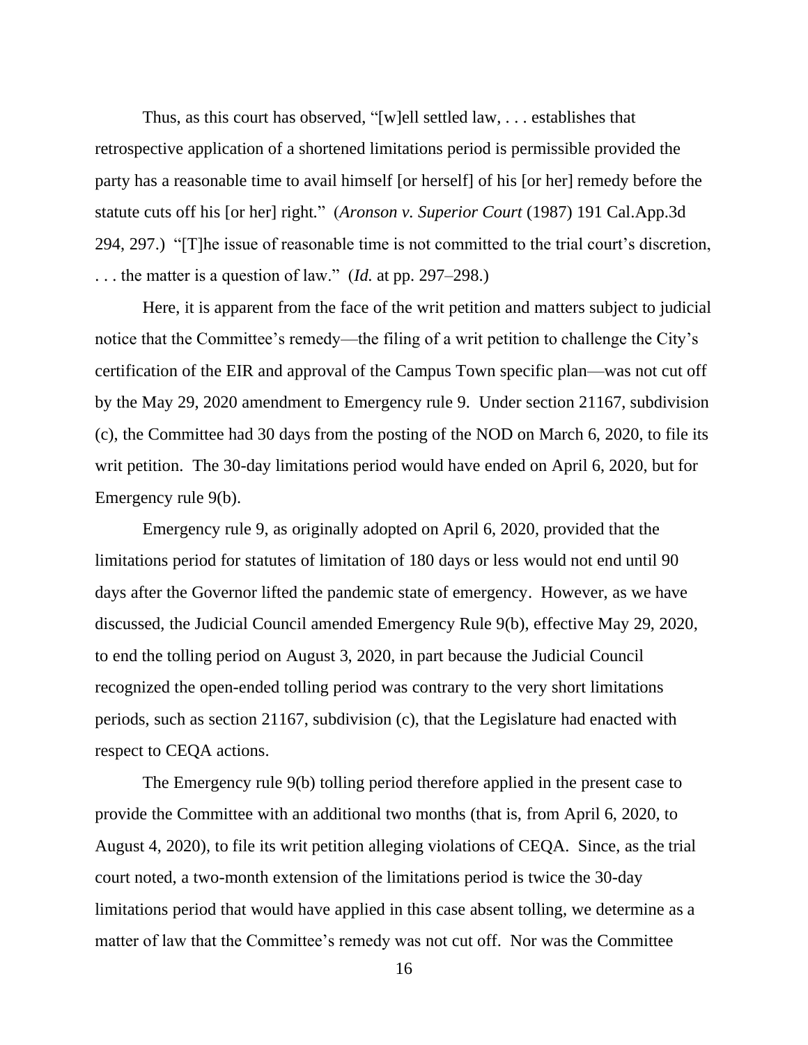Thus, as this court has observed, "[w]ell settled law, . . . establishes that retrospective application of a shortened limitations period is permissible provided the party has a reasonable time to avail himself [or herself] of his [or her] remedy before the statute cuts off his [or her] right." (*Aronson v. Superior Court* (1987) 191 Cal.App.3d 294, 297.) "[T]he issue of reasonable time is not committed to the trial court's discretion, . . . the matter is a question of law." (*Id.* at pp. 297–298.)

Here, it is apparent from the face of the writ petition and matters subject to judicial notice that the Committee's remedy—the filing of a writ petition to challenge the City's certification of the EIR and approval of the Campus Town specific plan—was not cut off by the May 29, 2020 amendment to Emergency rule 9. Under section 21167, subdivision (c), the Committee had 30 days from the posting of the NOD on March 6, 2020, to file its writ petition. The 30-day limitations period would have ended on April 6, 2020, but for Emergency rule 9(b).

Emergency rule 9, as originally adopted on April 6, 2020, provided that the limitations period for statutes of limitation of 180 days or less would not end until 90 days after the Governor lifted the pandemic state of emergency. However, as we have discussed, the Judicial Council amended Emergency Rule 9(b), effective May 29, 2020, to end the tolling period on August 3, 2020, in part because the Judicial Council recognized the open-ended tolling period was contrary to the very short limitations periods, such as section 21167, subdivision (c), that the Legislature had enacted with respect to CEQA actions.

The Emergency rule 9(b) tolling period therefore applied in the present case to provide the Committee with an additional two months (that is, from April 6, 2020, to August 4, 2020), to file its writ petition alleging violations of CEQA. Since, as the trial court noted, a two-month extension of the limitations period is twice the 30-day limitations period that would have applied in this case absent tolling, we determine as a matter of law that the Committee's remedy was not cut off. Nor was the Committee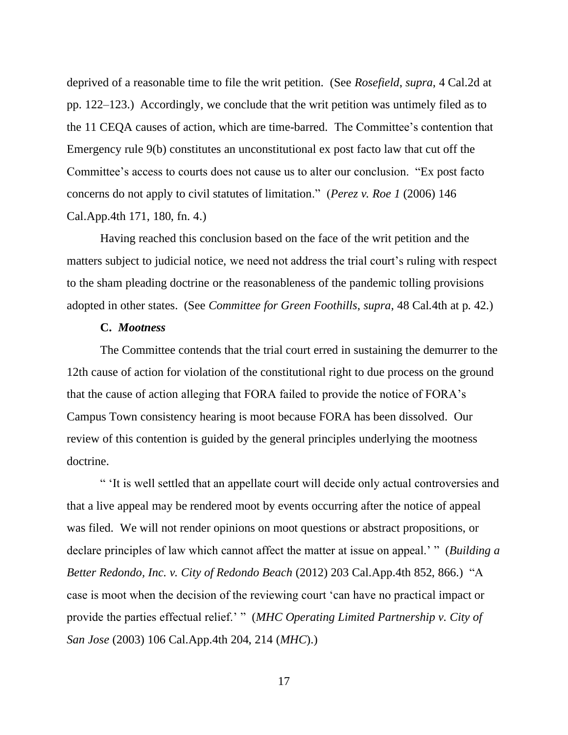deprived of a reasonable time to file the writ petition. (See *Rosefield*, *supra*, 4 Cal.2d at pp. 122–123.) Accordingly, we conclude that the writ petition was untimely filed as to the 11 CEQA causes of action, which are time-barred. The Committee's contention that Emergency rule 9(b) constitutes an unconstitutional ex post facto law that cut off the Committee's access to courts does not cause us to alter our conclusion. "Ex post facto concerns do not apply to civil statutes of limitation." (*Perez v. Roe 1* (2006) 146 Cal.App.4th 171, 180, fn. 4.)

Having reached this conclusion based on the face of the writ petition and the matters subject to judicial notice, we need not address the trial court's ruling with respect to the sham pleading doctrine or the reasonableness of the pandemic tolling provisions adopted in other states. (See *Committee for Green Foothills*, *supra*, 48 Cal.4th at p. 42.)

### C. *Mootness*

The Committee contends that the trial court erred in sustaining the demurrer to the 12th cause of action for violation of the constitutional right to due process on the ground that the cause of action alleging that FORA failed to provide the notice of FORA's Campus Town consistency hearing is moot because FORA has been dissolved. Our review of this contention is guided by the general principles underlying the mootness doctrine.

" 'It is well settled that an appellate court will decide only actual controversies and that a live appeal may be rendered moot by events occurring after the notice of appeal was filed. We will not render opinions on moot questions or abstract propositions, or declare principles of law which cannot affect the matter at issue on appeal.' " (*Building a Better Redondo, Inc. v. City of Redondo Beach* (2012) 203 Cal.App.4th 852, 866.) "A case is moot when the decision of the reviewing court 'can have no practical impact or provide the parties effectual relief.' " (*MHC Operating Limited Partnership v. City of San Jose* (2003) 106 Cal.App.4th 204, 214 (*MHC*).)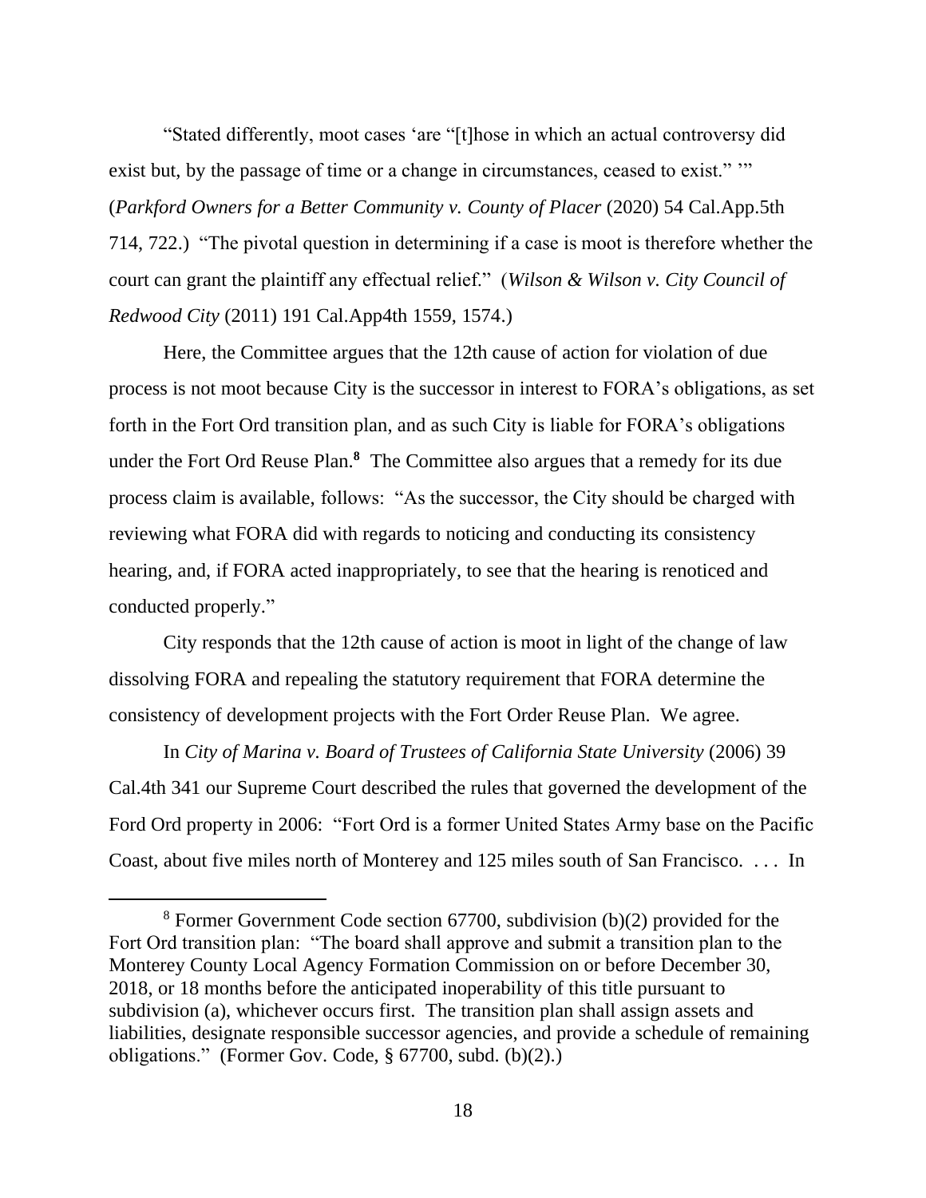"Stated differently, moot cases 'are "[t]hose in which an actual controversy did exist but, by the passage of time or a change in circumstances, ceased to exist." '" (*Parkford Owners for a Better Community v. County of Placer* (2020) 54 Cal.App.5th 714, 722.) "The pivotal question in determining if a case is moot is therefore whether the court can grant the plaintiff any effectual relief." (*Wilson & Wilson v. City Council of Redwood City* (2011) 191 Cal.App4th 1559, 1574.)

Here, the Committee argues that the 12th cause of action for violation of due process is not moot because City is the successor in interest to FORA's obligations, as set forth in the Fort Ord transition plan, and as such City is liable for FORA's obligations under the Fort Ord Reuse Plan.[8] The Committee also argues that a remedy for its due process claim is available, follows: "As the successor, the City should be charged with reviewing what FORA did with regards to noticing and conducting its consistency hearing, and, if FORA acted inappropriately, to see that the hearing is renoticed and conducted properly."

City responds that the 12th cause of action is moot in light of the change of law dissolving FORA and repealing the statutory requirement that FORA determine the consistency of development projects with the Fort Order Reuse Plan. We agree.

In *City of Marina v. Board of Trustees of California State University* (2006) 39 Cal.4th 341 our Supreme Court described the rules that governed the development of the Ford Ord property in 2006: "Fort Ord is a former United States Army base on the Pacific Coast, about five miles north of Monterey and 125 miles south of San Francisco. . . . In

---

[8] Former Government Code section 67700, subdivision (b)(2) provided for the Fort Ord transition plan: "The board shall approve and submit a transition plan to the Monterey County Local Agency Formation Commission on or before December 30, 2018, or 18 months before the anticipated inoperability of this title pursuant to subdivision (a), whichever occurs first. The transition plan shall assign assets and liabilities, designate responsible successor agencies, and provide a schedule of remaining obligations." (Former Gov. Code, § 67700, subd. (b)(2).)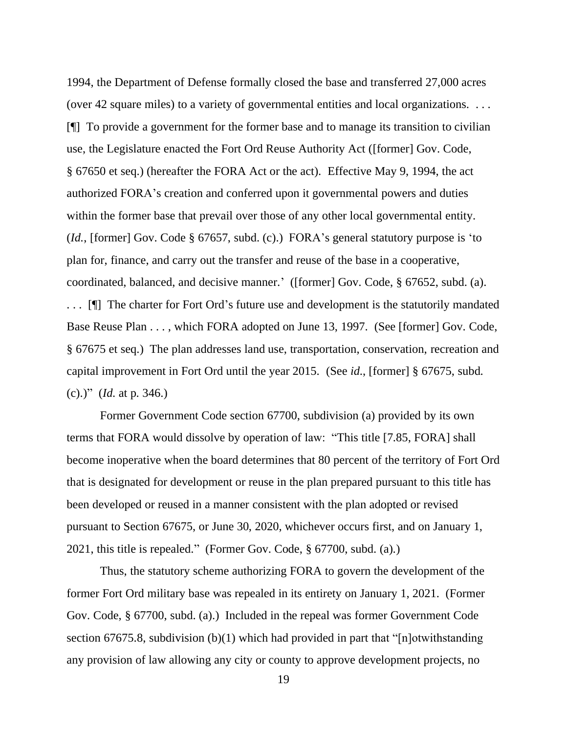1994, the Department of Defense formally closed the base and transferred 27,000 acres (over 42 square miles) to a variety of governmental entities and local organizations. . . . [¶] To provide a government for the former base and to manage its transition to civilian use, the Legislature enacted the Fort Ord Reuse Authority Act ([former] Gov. Code, § 67650 et seq.) (hereafter the FORA Act or the act). Effective May 9, 1994, the act authorized FORA's creation and conferred upon it governmental powers and duties within the former base that prevail over those of any other local governmental entity. (*Id.*, [former] Gov. Code § 67657, subd. (c).) FORA's general statutory purpose is 'to plan for, finance, and carry out the transfer and reuse of the base in a cooperative, coordinated, balanced, and decisive manner.' ([former] Gov. Code, § 67652, subd. (a). . . . [¶] The charter for Fort Ord's future use and development is the statutorily mandated Base Reuse Plan . . . , which FORA adopted on June 13, 1997. (See [former] Gov. Code, § 67675 et seq.) The plan addresses land use, transportation, conservation, recreation and capital improvement in Fort Ord until the year 2015. (See *id*., [former] § 67675, subd. (c).)" (*Id.* at p. 346.)

Former Government Code section 67700, subdivision (a) provided by its own terms that FORA would dissolve by operation of law: "This title [7.85, FORA] shall become inoperative when the board determines that 80 percent of the territory of Fort Ord that is designated for development or reuse in the plan prepared pursuant to this title has been developed or reused in a manner consistent with the plan adopted or revised pursuant to Section 67675, or June 30, 2020, whichever occurs first, and on January 1, 2021, this title is repealed." (Former Gov. Code, § 67700, subd. (a).)

Thus, the statutory scheme authorizing FORA to govern the development of the former Fort Ord military base was repealed in its entirety on January 1, 2021. (Former Gov. Code, § 67700, subd. (a).) Included in the repeal was former Government Code section 67675.8, subdivision (b)(1) which had provided in part that "[n]otwithstanding any provision of law allowing any city or county to approve development projects, no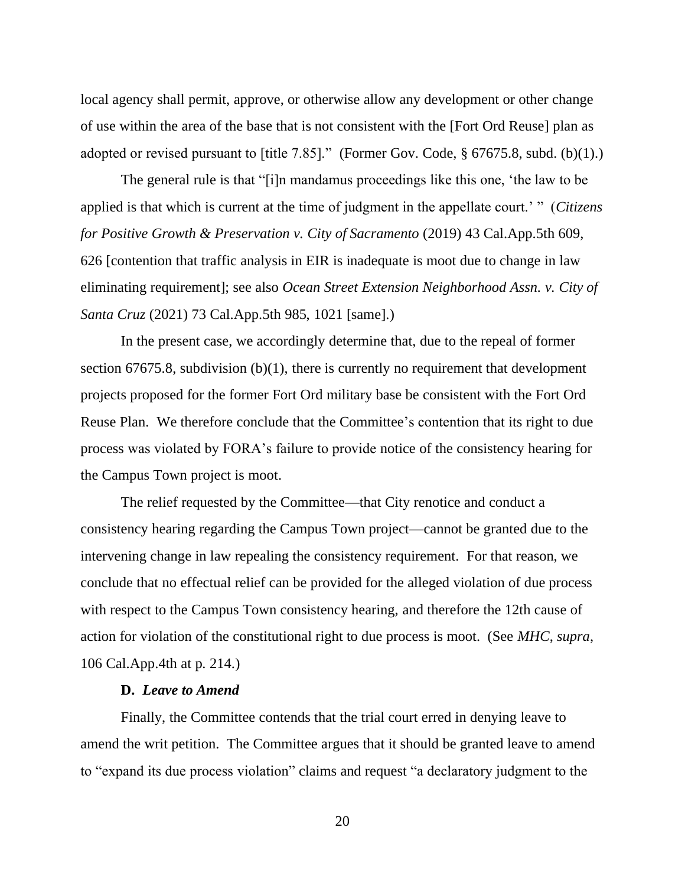local agency shall permit, approve, or otherwise allow any development or other change of use within the area of the base that is not consistent with the [Fort Ord Reuse] plan as adopted or revised pursuant to [title 7.85]." (Former Gov. Code, § 67675.8, subd. (b)(1).)

The general rule is that "[i]n mandamus proceedings like this one, 'the law to be applied is that which is current at the time of judgment in the appellate court.' " (*Citizens for Positive Growth & Preservation v. City of Sacramento* (2019) 43 Cal.App.5th 609, 626 [contention that traffic analysis in EIR is inadequate is moot due to change in law eliminating requirement]; see also *Ocean Street Extension Neighborhood Assn. v. City of Santa Cruz* (2021) 73 Cal.App.5th 985, 1021 [same].)

In the present case, we accordingly determine that, due to the repeal of former section 67675.8, subdivision (b)(1), there is currently no requirement that development projects proposed for the former Fort Ord military base be consistent with the Fort Ord Reuse Plan. We therefore conclude that the Committee's contention that its right to due process was violated by FORA's failure to provide notice of the consistency hearing for the Campus Town project is moot.

The relief requested by the Committee—that City renotice and conduct a consistency hearing regarding the Campus Town project—cannot be granted due to the intervening change in law repealing the consistency requirement. For that reason, we conclude that no effectual relief can be provided for the alleged violation of due process with respect to the Campus Town consistency hearing, and therefore the 12th cause of action for violation of the constitutional right to due process is moot. (See *MHC*, *supra*, 106 Cal.App.4th at p. 214.)

**D. *Leave to Amend***

Finally, the Committee contends that the trial court erred in denying leave to amend the writ petition. The Committee argues that it should be granted leave to amend to "expand its due process violation" claims and request "a declaratory judgment to the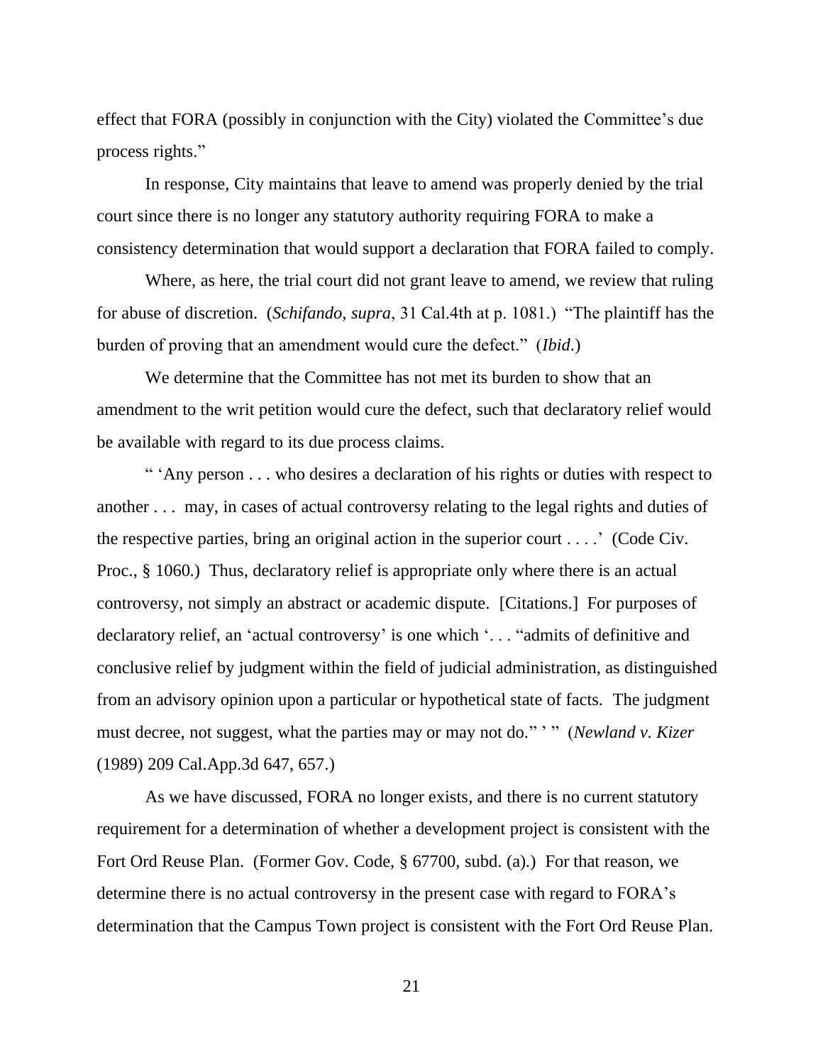effect that FORA (possibly in conjunction with the City) violated the Committee's due process rights."

In response, City maintains that leave to amend was properly denied by the trial court since there is no longer any statutory authority requiring FORA to make a consistency determination that would support a declaration that FORA failed to comply.

Where, as here, the trial court did not grant leave to amend, we review that ruling for abuse of discretion. (*Schifando, supra*, 31 Cal.4th at p. 1081.) "The plaintiff has the burden of proving that an amendment would cure the defect." (*Ibid*.)

We determine that the Committee has not met its burden to show that an amendment to the writ petition would cure the defect, such that declaratory relief would be available with regard to its due process claims.

" 'Any person . . . who desires a declaration of his rights or duties with respect to another . . . may, in cases of actual controversy relating to the legal rights and duties of the respective parties, bring an original action in the superior court . . . .' (Code Civ. Proc., § 1060.) Thus, declaratory relief is appropriate only where there is an actual controversy, not simply an abstract or academic dispute. [Citations.] For purposes of declaratory relief, an 'actual controversy' is one which '. . . "admits of definitive and conclusive relief by judgment within the field of judicial administration, as distinguished from an advisory opinion upon a particular or hypothetical state of facts. The judgment must decree, not suggest, what the parties may or may not do." ' " (*Newland v. Kizer* (1989) 209 Cal.App.3d 647, 657.)

As we have discussed, FORA no longer exists, and there is no current statutory requirement for a determination of whether a development project is consistent with the Fort Ord Reuse Plan. (Former Gov. Code, § 67700, subd. (a).) For that reason, we determine there is no actual controversy in the present case with regard to FORA's determination that the Campus Town project is consistent with the Fort Ord Reuse Plan.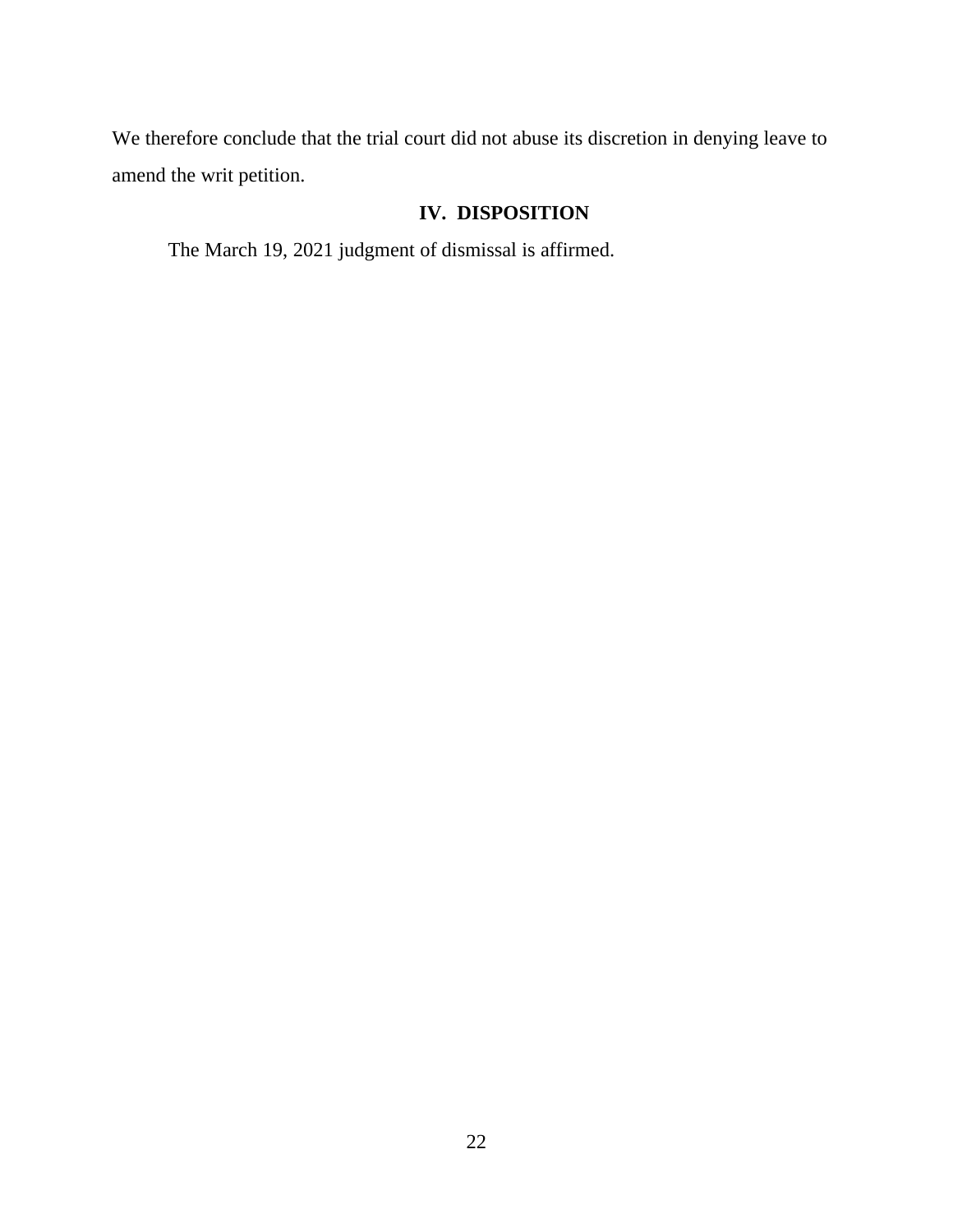We therefore conclude that the trial court did not abuse its discretion in denying leave to amend the writ petition.

## IV. DISPOSITION

The March 19, 2021 judgment of dismissal is affirmed.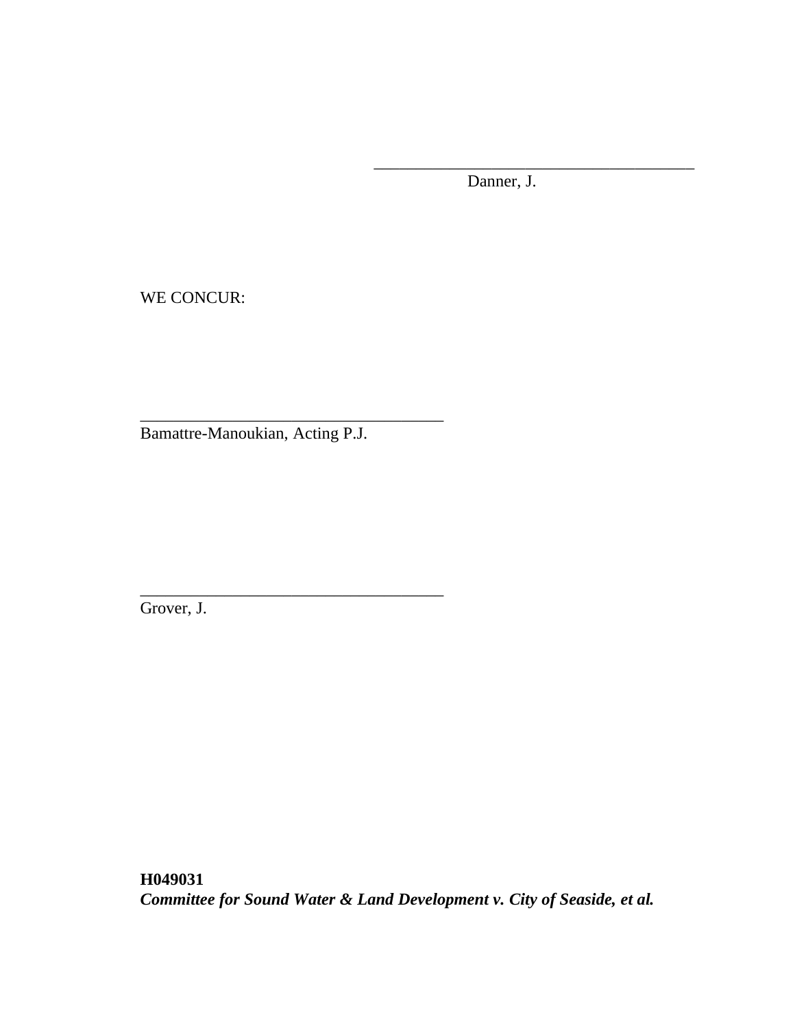\_\_\_\_\_\_\_\_\_\_\_\_\_\_\_\_\_\_\_\_\_\_\_\_\_\_\_\_\_\_\_\_\_\_\_\_\_\_\_\_

Danner, J.

WE CONCUR:

\_\_\_\_\_\_\_\_\_\_\_\_\_\_\_\_\_\_\_\_\_\_\_\_\_\_\_\_\_\_\_\_\_\_\_\_\_\_

Bamattre-Manoukian, Acting P.J.

\_\_\_\_\_\_\_\_\_\_\_\_\_\_\_\_\_\_\_\_\_\_\_\_\_\_\_\_\_\_\_\_\_\_\_\_\_\_

Grover, J.

**H049031**
***Committee for Sound Water & Land Development v. City of Seaside, et al.***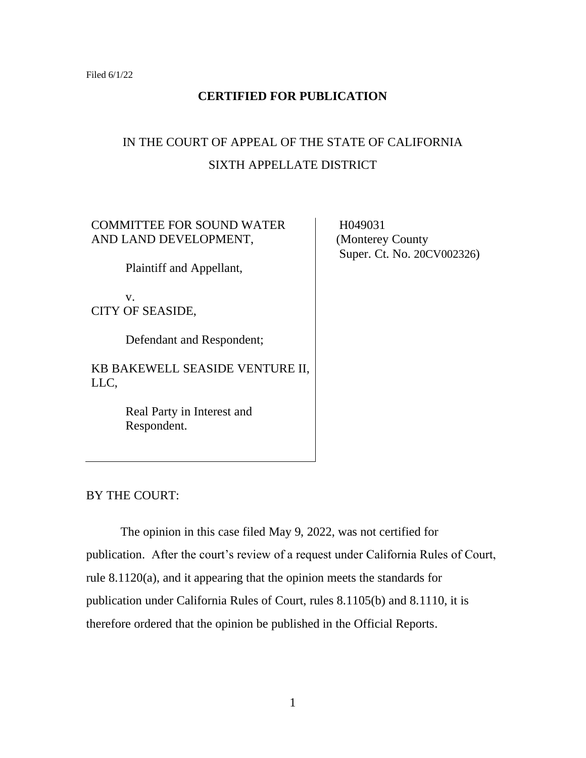Filed 6/1/22

**CERTIFIED FOR PUBLICATION**

IN THE COURT OF APPEAL OF THE STATE OF CALIFORNIA

SIXTH APPELLATE DISTRICT

COMMITTEE FOR SOUND WATER AND LAND DEVELOPMENT,

Plaintiff and Appellant,

v.

CITY OF SEASIDE,

Defendant and Respondent;

KB BAKEWELL SEASIDE VENTURE II, LLC,

Real Party in Interest and Respondent.

H049031
(Monterey County
Super. Ct. No. 20CV002326)

BY THE COURT:

The opinion in this case filed May 9, 2022, was not certified for publication. After the court's review of a request under California Rules of Court, rule 8.1120(a), and it appearing that the opinion meets the standards for publication under California Rules of Court, rules 8.1105(b) and 8.1110, it is therefore ordered that the opinion be published in the Official Reports.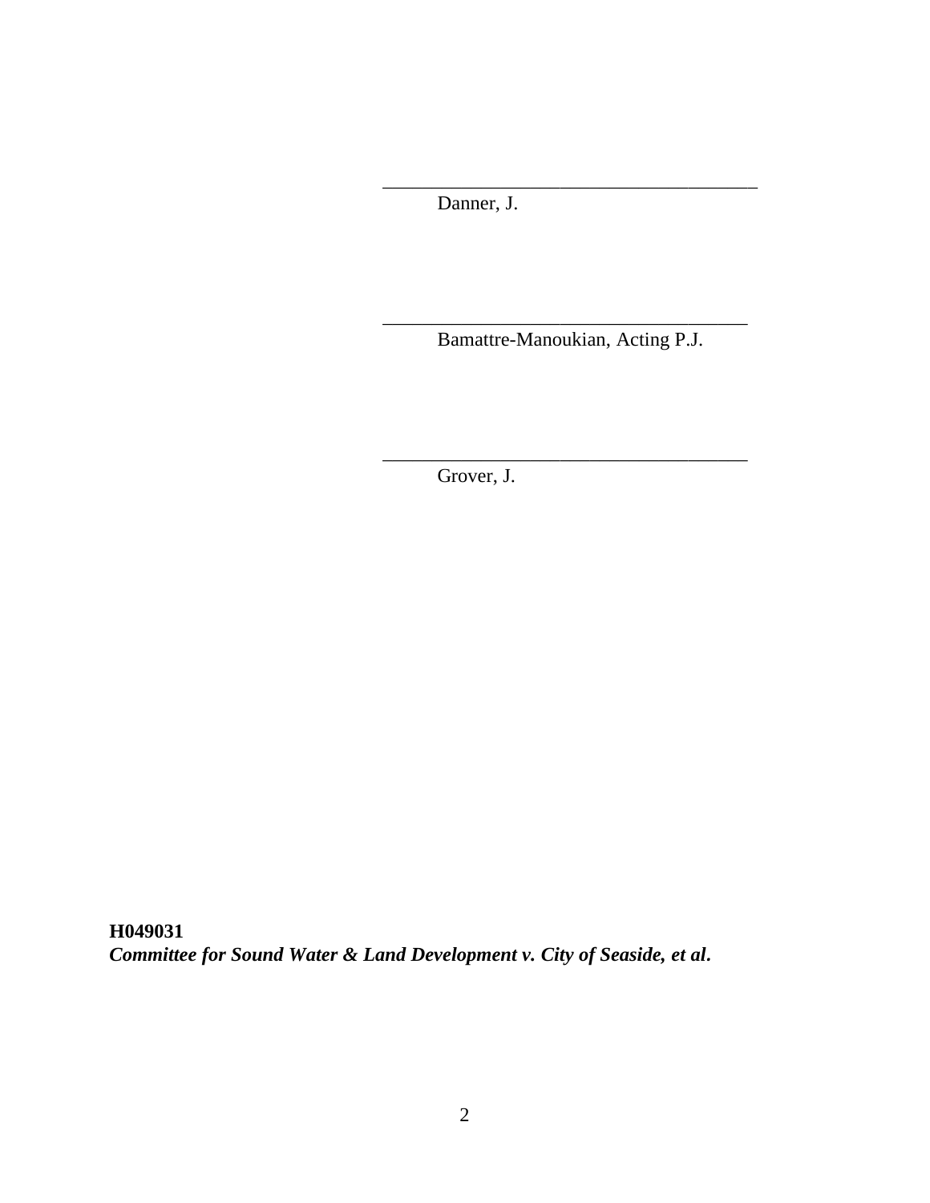\_\_\_\_\_\_\_\_\_\_\_\_\_\_\_\_\_\_\_\_\_\_\_\_\_\_\_\_\_\_\_\_\_\_\_\_\_\_\_

Danner, J.

\_\_\_\_\_\_\_\_\_\_\_\_\_\_\_\_\_\_\_\_\_\_\_\_\_\_\_\_\_\_\_\_\_\_\_\_\_\_\_

Bamattre-Manoukian, Acting P.J.

\_\_\_\_\_\_\_\_\_\_\_\_\_\_\_\_\_\_\_\_\_\_\_\_\_\_\_\_\_\_\_\_\_\_\_\_\_\_\_

Grover, J.

**H049031**
***Committee for Sound Water & Land Development v. City of Seaside, et al*.**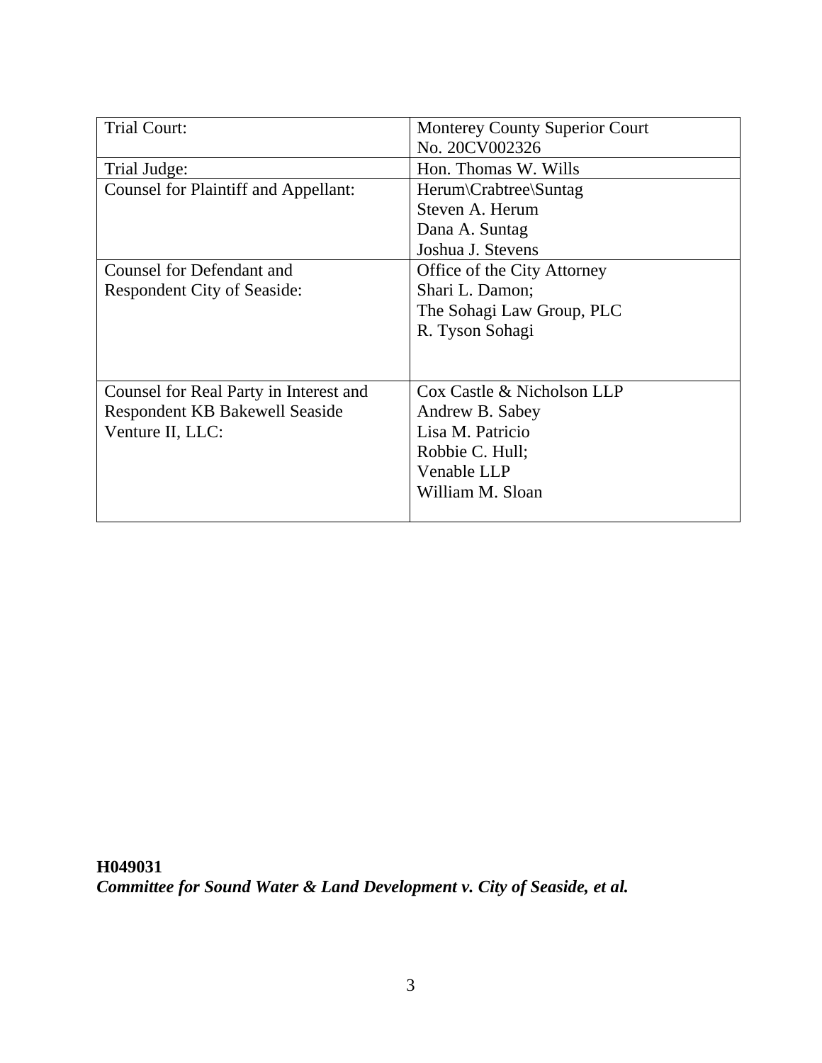| | |
|---|---|
| Trial Court: | Monterey County Superior Court<br>No. 20CV002326 |
| Trial Judge: | Hon. Thomas W. Wills |
| Counsel for Plaintiff and Appellant: | Herum\Crabtree\Suntag<br>Steven A. Herum<br>Dana A. Suntag<br>Joshua J. Stevens |
| Counsel for Defendant and Respondent City of Seaside: | Office of the City Attorney<br>Shari L. Damon;<br>The Sohagi Law Group, PLC<br>R. Tyson Sohagi |
| Counsel for Real Party in Interest and Respondent KB Bakewell Seaside Venture II, LLC: | Cox Castle & Nicholson LLP<br>Andrew B. Sabey<br>Lisa M. Patricio<br>Robbie C. Hull;<br>Venable LLP<br>William M. Sloan |

**H049031**
***Committee for Sound Water & Land Development v. City of Seaside, et al.***